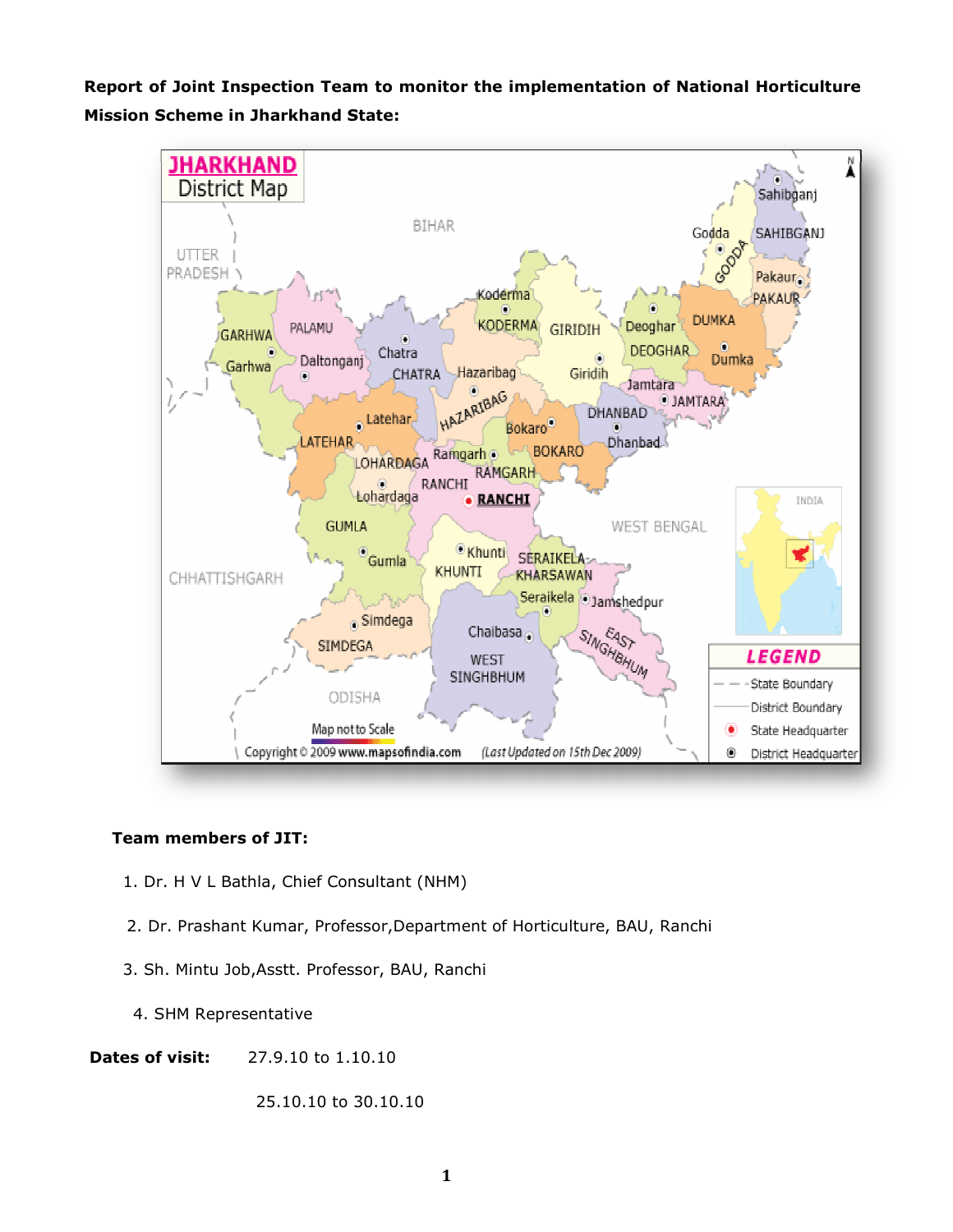**Report of Joint Inspection Team to monitor the implementation of National Horticulture Mission Scheme in Jharkhand State:**

**Team members of JIT:**

1. Dr. H V L Bathla, Chief Consultant (NHM)
2. Dr. Prashant Kumar, Professor,Department of Horticulture, BAU, Ranchi
3. Sh. Mintu Job,Asstt. Professor, BAU, Ranchi
4. SHM Representative

**Dates of visit:** 27.9.10 to 1.10.10

25.10.10 to 30.10.10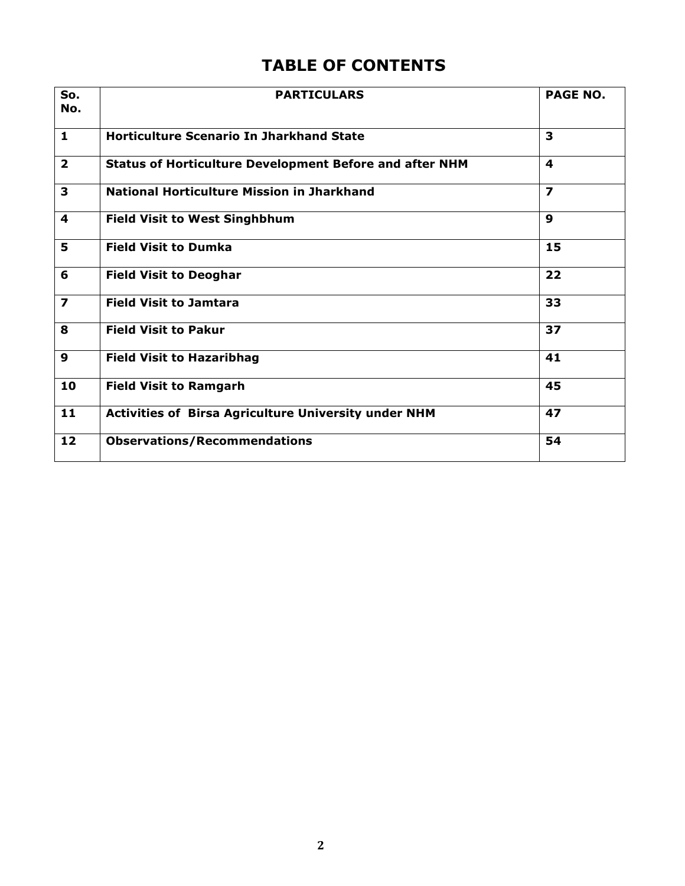# TABLE OF CONTENTS

| So. No. | PARTICULARS | PAGE NO. |
|---|---|---|
| 1 | Horticulture Scenario In Jharkhand State | 3 |
| 2 | Status of Horticulture Development Before and after NHM | 4 |
| 3 | National Horticulture Mission in Jharkhand | 7 |
| 4 | Field Visit to West Singhbhum | 9 |
| 5 | Field Visit to Dumka | 15 |
| 6 | Field Visit to Deoghar | 22 |
| 7 | Field Visit to Jamtara | 33 |
| 8 | Field Visit to Pakur | 37 |
| 9 | Field Visit to Hazaribhag | 41 |
| 10 | Field Visit to Ramgarh | 45 |
| 11 | Activities of Birsa Agriculture University under NHM | 47 |
| 12 | Observations/Recommendations | 54 |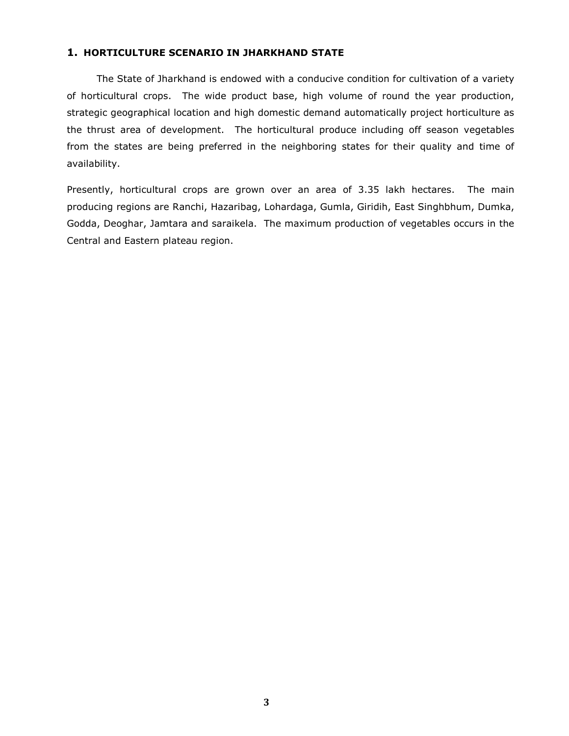## 1. HORTICULTURE SCENARIO IN JHARKHAND STATE

The State of Jharkhand is endowed with a conducive condition for cultivation of a variety of horticultural crops. The wide product base, high volume of round the year production, strategic geographical location and high domestic demand automatically project horticulture as the thrust area of development. The horticultural produce including off season vegetables from the states are being preferred in the neighboring states for their quality and time of availability.

Presently, horticultural crops are grown over an area of 3.35 lakh hectares. The main producing regions are Ranchi, Hazaribag, Lohardaga, Gumla, Giridih, East Singhbhum, Dumka, Godda, Deoghar, Jamtara and saraikela. The maximum production of vegetables occurs in the Central and Eastern plateau region.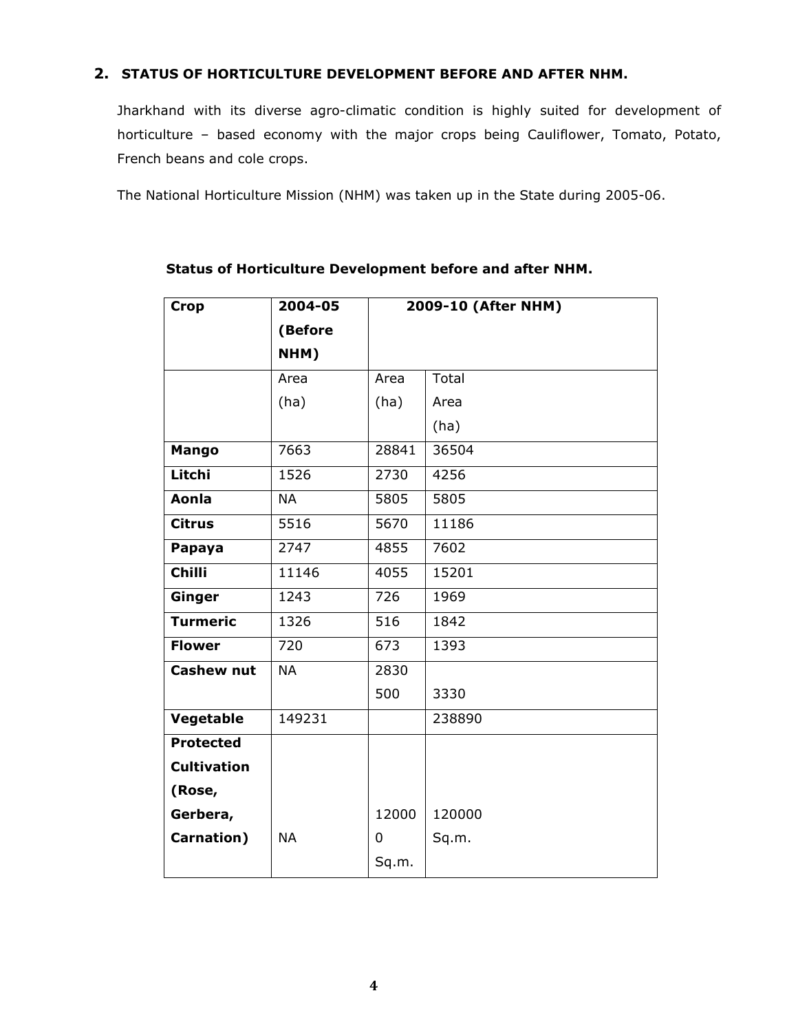## 2. STATUS OF HORTICULTURE DEVELOPMENT BEFORE AND AFTER NHM.

Jharkhand with its diverse agro-climatic condition is highly suited for development of horticulture – based economy with the major crops being Cauliflower, Tomato, Potato, French beans and cole crops.

The National Horticulture Mission (NHM) was taken up in the State during 2005-06.

**Status of Horticulture Development before and after NHM.**

| Crop | 2004-05 (Before NHM) | 2009-10 (After NHM) | |
|---|---|---|---|
| | Area (ha) | Area (ha) | Total Area (ha) |
| **Mango** | 7663 | 28841 | 36504 |
| **Litchi** | 1526 | 2730 | 4256 |
| **Aonla** | NA | 5805 | 5805 |
| **Citrus** | 5516 | 5670 | 11186 |
| **Papaya** | 2747 | 4855 | 7602 |
| **Chilli** | 11146 | 4055 | 15201 |
| **Ginger** | 1243 | 726 | 1969 |
| **Turmeric** | 1326 | 516 | 1842 |
| **Flower** | 720 | 673 | 1393 |
| **Cashew nut** | NA | 2830 500 | 3330 |
| **Vegetable** | 149231 | | 238890 |
| **Protected Cultivation (Rose, Gerbera, Carnation)** | NA | 120000 Sq.m. | 120000 Sq.m. |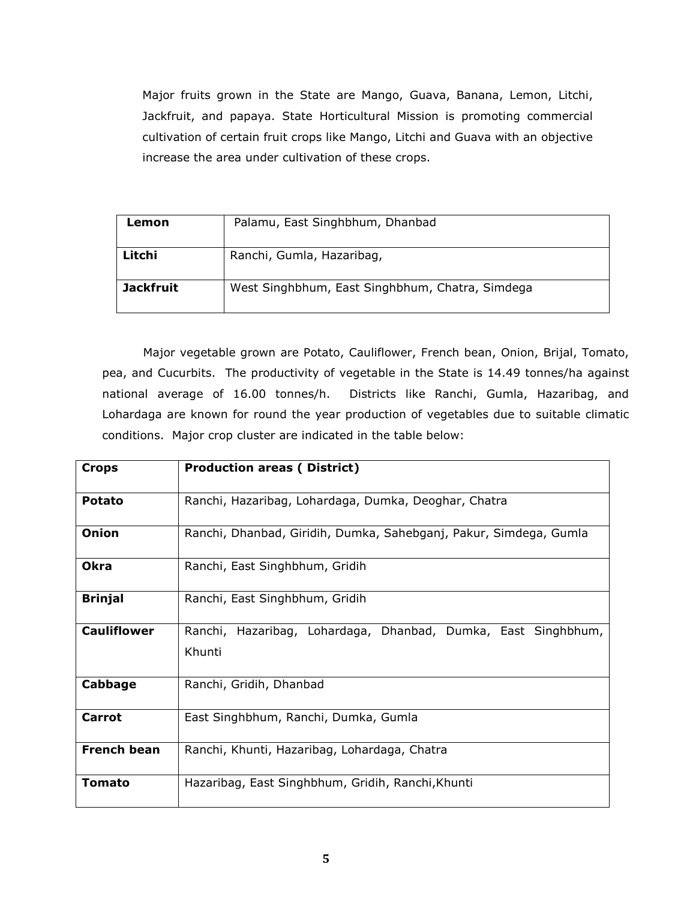Major fruits grown in the State are Mango, Guava, Banana, Lemon, Litchi, Jackfruit, and papaya. State Horticultural Mission is promoting commercial cultivation of certain fruit crops like Mango, Litchi and Guava with an objective increase the area under cultivation of these crops.

| | |
|---|---|
| **Lemon** | Palamu, East Singhbhum, Dhanbad |
| **Litchi** | Ranchi, Gumla, Hazaribag, |
| **Jackfruit** | West Singhbhum, East Singhbhum, Chatra, Simdega |

Major vegetable grown are Potato, Cauliflower, French bean, Onion, Brijal, Tomato, pea, and Cucurbits. The productivity of vegetable in the State is 14.49 tonnes/ha against national average of 16.00 tonnes/h. Districts like Ranchi, Gumla, Hazaribag, and Lohardaga are known for round the year production of vegetables due to suitable climatic conditions. Major crop cluster are indicated in the table below:

| **Crops** | **Production areas ( District)** |
|---|---|
| **Potato** | Ranchi, Hazaribag, Lohardaga, Dumka, Deoghar, Chatra |
| **Onion** | Ranchi, Dhanbad, Giridih, Dumka, Sahebganj, Pakur, Simdega, Gumla |
| **Okra** | Ranchi, East Singhbhum, Gridih |
| **Brinjal** | Ranchi, East Singhbhum, Gridih |
| **Cauliflower** | Ranchi, Hazaribag, Lohardaga, Dhanbad, Dumka, East Singhbhum, Khunti |
| **Cabbage** | Ranchi, Gridih, Dhanbad |
| **Carrot** | East Singhbhum, Ranchi, Dumka, Gumla |
| **French bean** | Ranchi, Khunti, Hazaribag, Lohardaga, Chatra |
| **Tomato** | Hazaribag, East Singhbhum, Gridih, Ranchi,Khunti |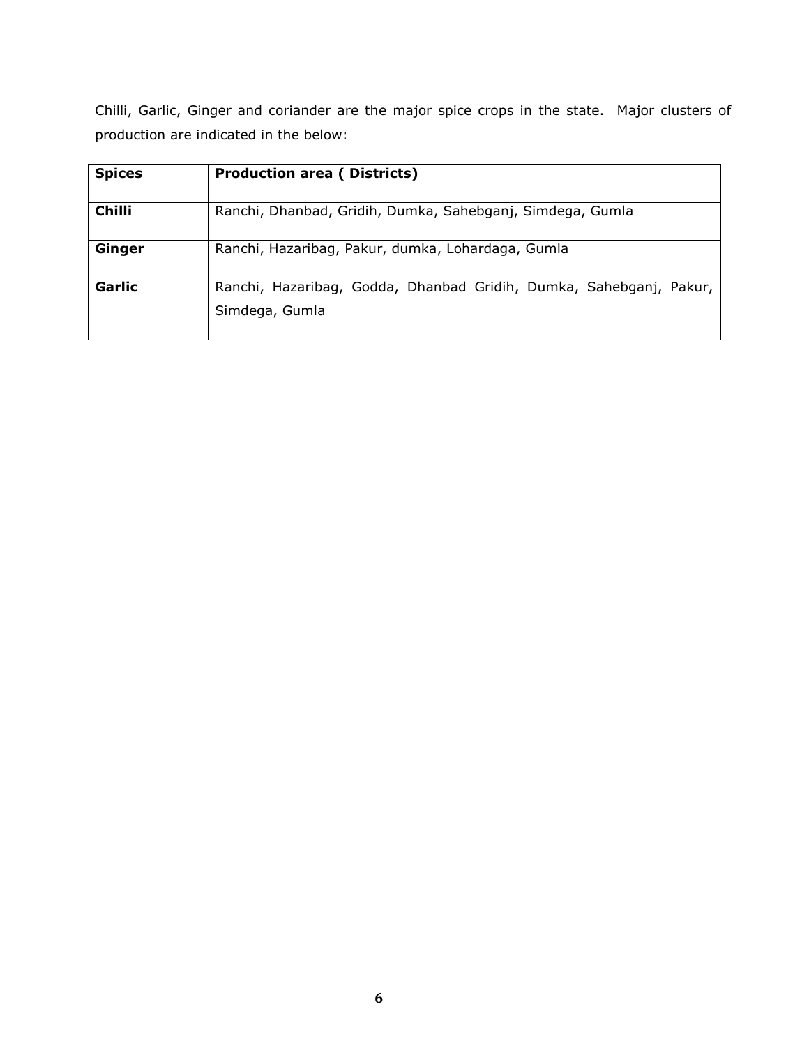Chilli, Garlic, Ginger and coriander are the major spice crops in the state. Major clusters of production are indicated in the below:

| **Spices** | **Production area ( Districts)** |
|---|---|
| **Chilli** | Ranchi, Dhanbad, Gridih, Dumka, Sahebganj, Simdega, Gumla |
| **Ginger** | Ranchi, Hazaribag, Pakur, dumka, Lohardaga, Gumla |
| **Garlic** | Ranchi, Hazaribag, Godda, Dhanbad Gridih, Dumka, Sahebganj, Pakur, Simdega, Gumla |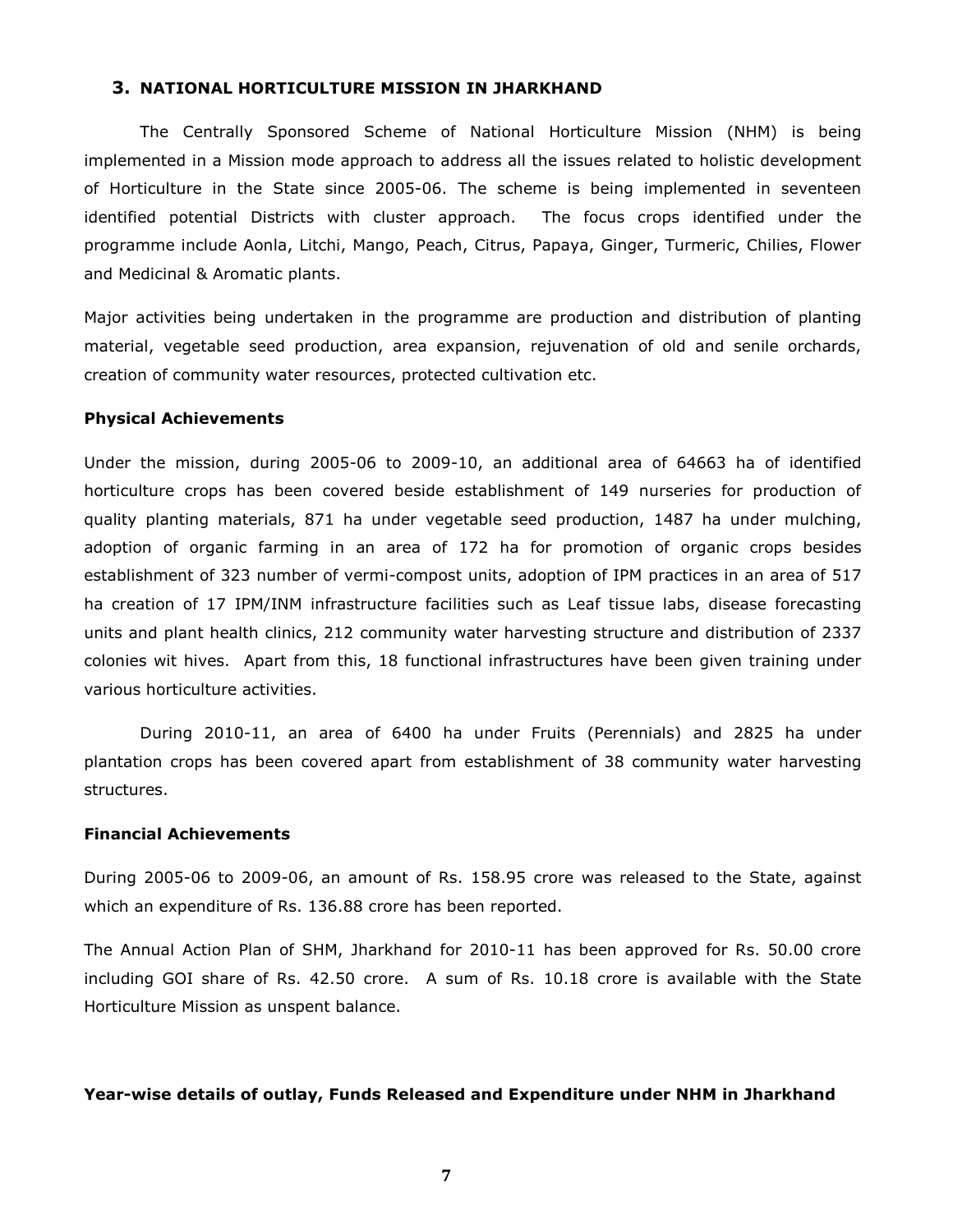## 3. NATIONAL HORTICULTURE MISSION IN JHARKHAND

The Centrally Sponsored Scheme of National Horticulture Mission (NHM) is being implemented in a Mission mode approach to address all the issues related to holistic development of Horticulture in the State since 2005-06. The scheme is being implemented in seventeen identified potential Districts with cluster approach. The focus crops identified under the programme include Aonla, Litchi, Mango, Peach, Citrus, Papaya, Ginger, Turmeric, Chilies, Flower and Medicinal & Aromatic plants.

Major activities being undertaken in the programme are production and distribution of planting material, vegetable seed production, area expansion, rejuvenation of old and senile orchards, creation of community water resources, protected cultivation etc.

### Physical Achievements

Under the mission, during 2005-06 to 2009-10, an additional area of 64663 ha of identified horticulture crops has been covered beside establishment of 149 nurseries for production of quality planting materials, 871 ha under vegetable seed production, 1487 ha under mulching, adoption of organic farming in an area of 172 ha for promotion of organic crops besides establishment of 323 number of vermi-compost units, adoption of IPM practices in an area of 517 ha creation of 17 IPM/INM infrastructure facilities such as Leaf tissue labs, disease forecasting units and plant health clinics, 212 community water harvesting structure and distribution of 2337 colonies wit hives. Apart from this, 18 functional infrastructures have been given training under various horticulture activities.

During 2010-11, an area of 6400 ha under Fruits (Perennials) and 2825 ha under plantation crops has been covered apart from establishment of 38 community water harvesting structures.

### Financial Achievements

During 2005-06 to 2009-06, an amount of Rs. 158.95 crore was released to the State, against which an expenditure of Rs. 136.88 crore has been reported.

The Annual Action Plan of SHM, Jharkhand for 2010-11 has been approved for Rs. 50.00 crore including GOI share of Rs. 42.50 crore. A sum of Rs. 10.18 crore is available with the State Horticulture Mission as unspent balance.

**Year-wise details of outlay, Funds Released and Expenditure under NHM in Jharkhand**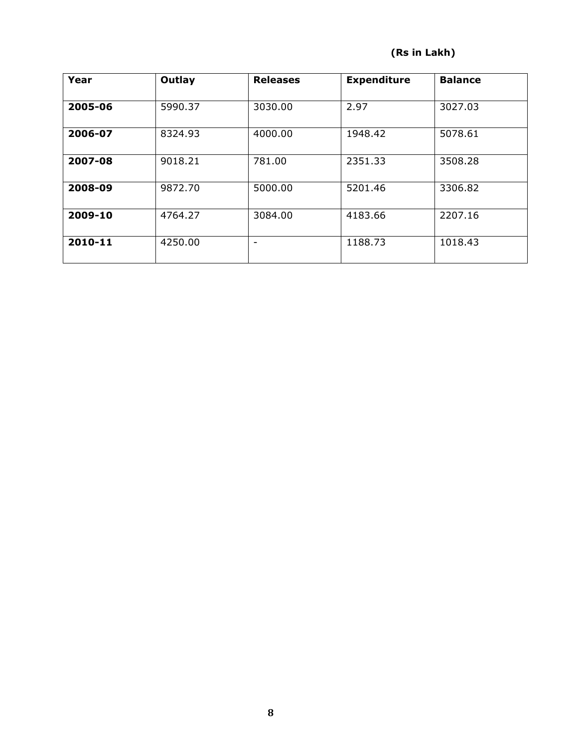**(Rs in Lakh)**

| Year | Outlay | Releases | Expenditure | Balance |
|---|---|---|---|---|
| **2005-06** | 5990.37 | 3030.00 | 2.97 | 3027.03 |
| **2006-07** | 8324.93 | 4000.00 | 1948.42 | 5078.61 |
| **2007-08** | 9018.21 | 781.00 | 2351.33 | 3508.28 |
| **2008-09** | 9872.70 | 5000.00 | 5201.46 | 3306.82 |
| **2009-10** | 4764.27 | 3084.00 | 4183.66 | 2207.16 |
| **2010-11** | 4250.00 | - | 1188.73 | 1018.43 |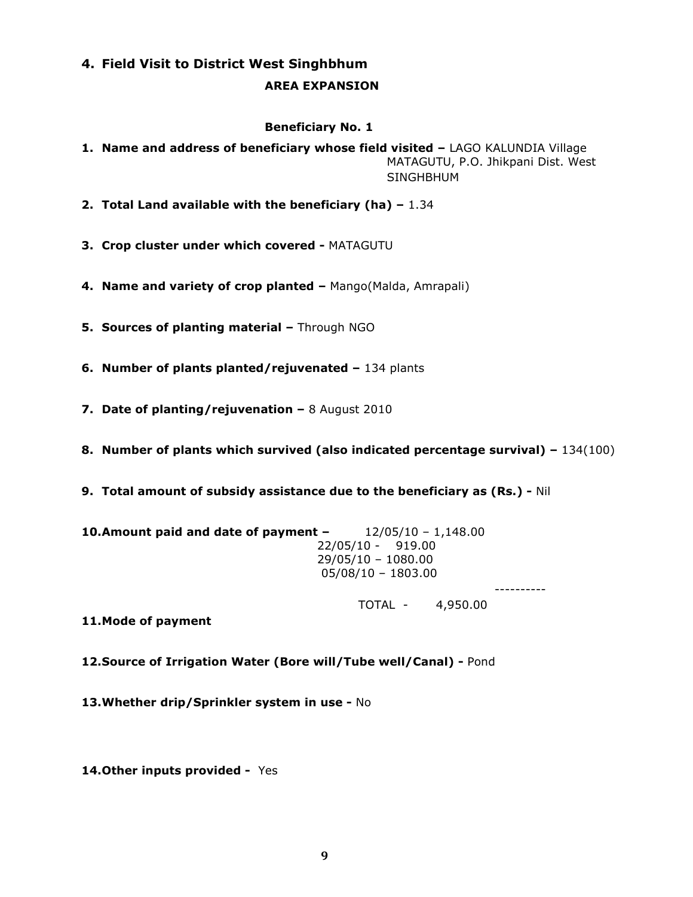## 4. Field Visit to District West Singhbhum

### AREA EXPANSION

**Beneficiary No. 1**

1. **Name and address of beneficiary whose field visited –** LAGO KALUNDIA Village MATAGUTU, P.O. Jhikpani Dist. West SINGHBHUM
2. **Total Land available with the beneficiary (ha) –** 1.34
3. **Crop cluster under which covered -** MATAGUTU
4. **Name and variety of crop planted –** Mango(Malda, Amrapali)
5. **Sources of planting material –** Through NGO
6. **Number of plants planted/rejuvenated –** 134 plants
7. **Date of planting/rejuvenation –** 8 August 2010
8. **Number of plants which survived (also indicated percentage survival) –** 134(100)
9. **Total amount of subsidy assistance due to the beneficiary as (Rs.) -** Nil
10. **Amount paid and date of payment –**
    12/05/10 – 1,148.00
    22/05/10 - 919.00
    29/05/10 – 1080.00
    05/08/10 – 1803.00
    ----------
    TOTAL - 4,950.00
11. **Mode of payment**
12. **Source of Irrigation Water (Bore will/Tube well/Canal) -** Pond
13. **Whether drip/Sprinkler system in use -** No
14. **Other inputs provided -** Yes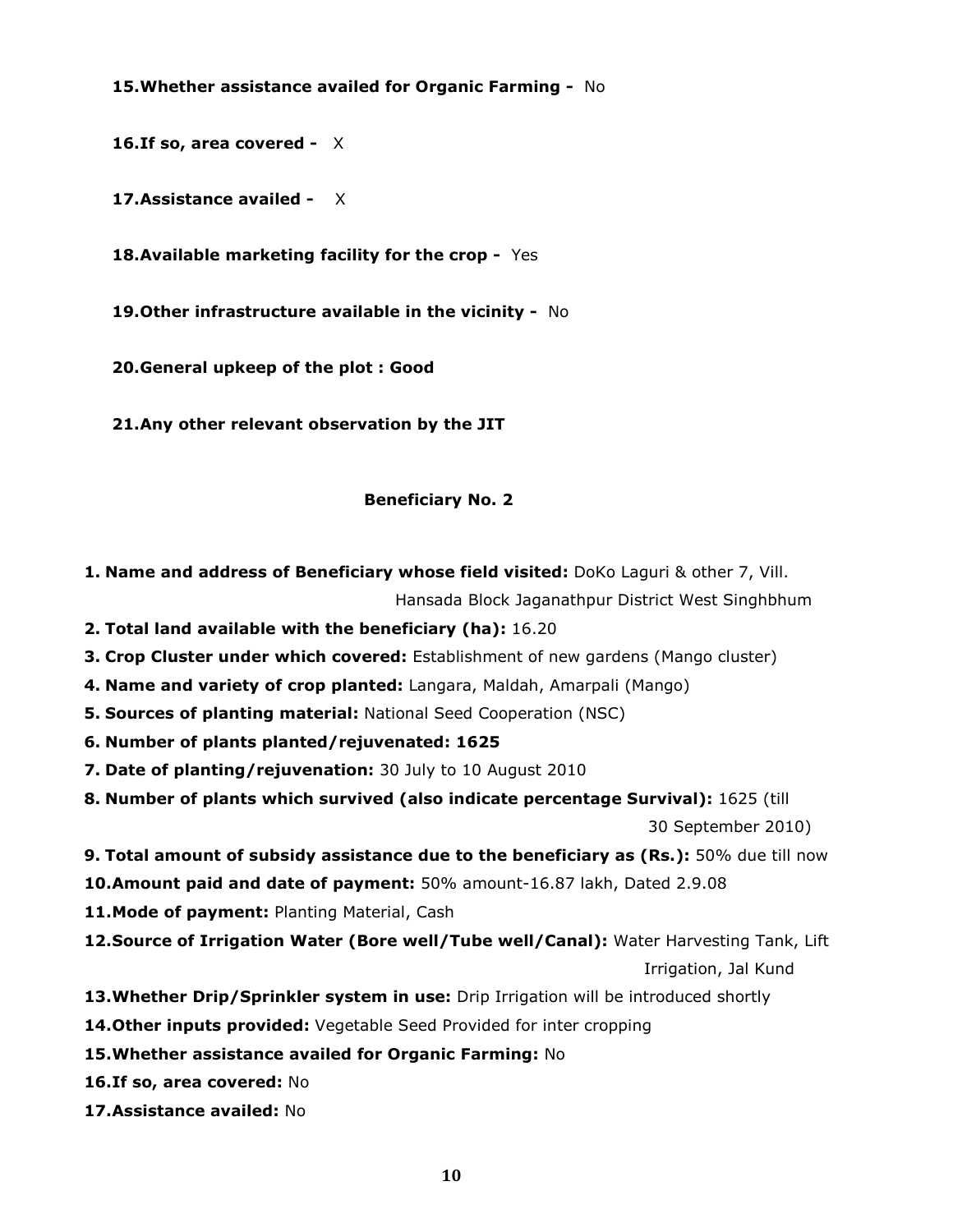**15.Whether assistance availed for Organic Farming -** No

**16.If so, area covered -** X

**17.Assistance availed -** X

**18.Available marketing facility for the crop -** Yes

**19.Other infrastructure available in the vicinity -** No

**20.General upkeep of the plot : Good**

**21.Any other relevant observation by the JIT**

**Beneficiary No. 2**

**1. Name and address of Beneficiary whose field visited:** DoKo Laguri & other 7, Vill. Hansada Block Jaganathpur District West Singhbhum
**2. Total land available with the beneficiary (ha):** 16.20
**3. Crop Cluster under which covered:** Establishment of new gardens (Mango cluster)
**4. Name and variety of crop planted:** Langara, Maldah, Amarpali (Mango)
**5. Sources of planting material:** National Seed Cooperation (NSC)
**6. Number of plants planted/rejuvenated: 1625**
**7. Date of planting/rejuvenation:** 30 July to 10 August 2010
**8. Number of plants which survived (also indicate percentage Survival):** 1625 (till 30 September 2010)
**9. Total amount of subsidy assistance due to the beneficiary as (Rs.):** 50% due till now
**10.Amount paid and date of payment:** 50% amount-16.87 lakh, Dated 2.9.08
**11.Mode of payment:** Planting Material, Cash
**12.Source of Irrigation Water (Bore well/Tube well/Canal):** Water Harvesting Tank, Lift Irrigation, Jal Kund
**13.Whether Drip/Sprinkler system in use:** Drip Irrigation will be introduced shortly
**14.Other inputs provided:** Vegetable Seed Provided for inter cropping
**15.Whether assistance availed for Organic Farming:** No
**16.If so, area covered:** No
**17.Assistance availed:** No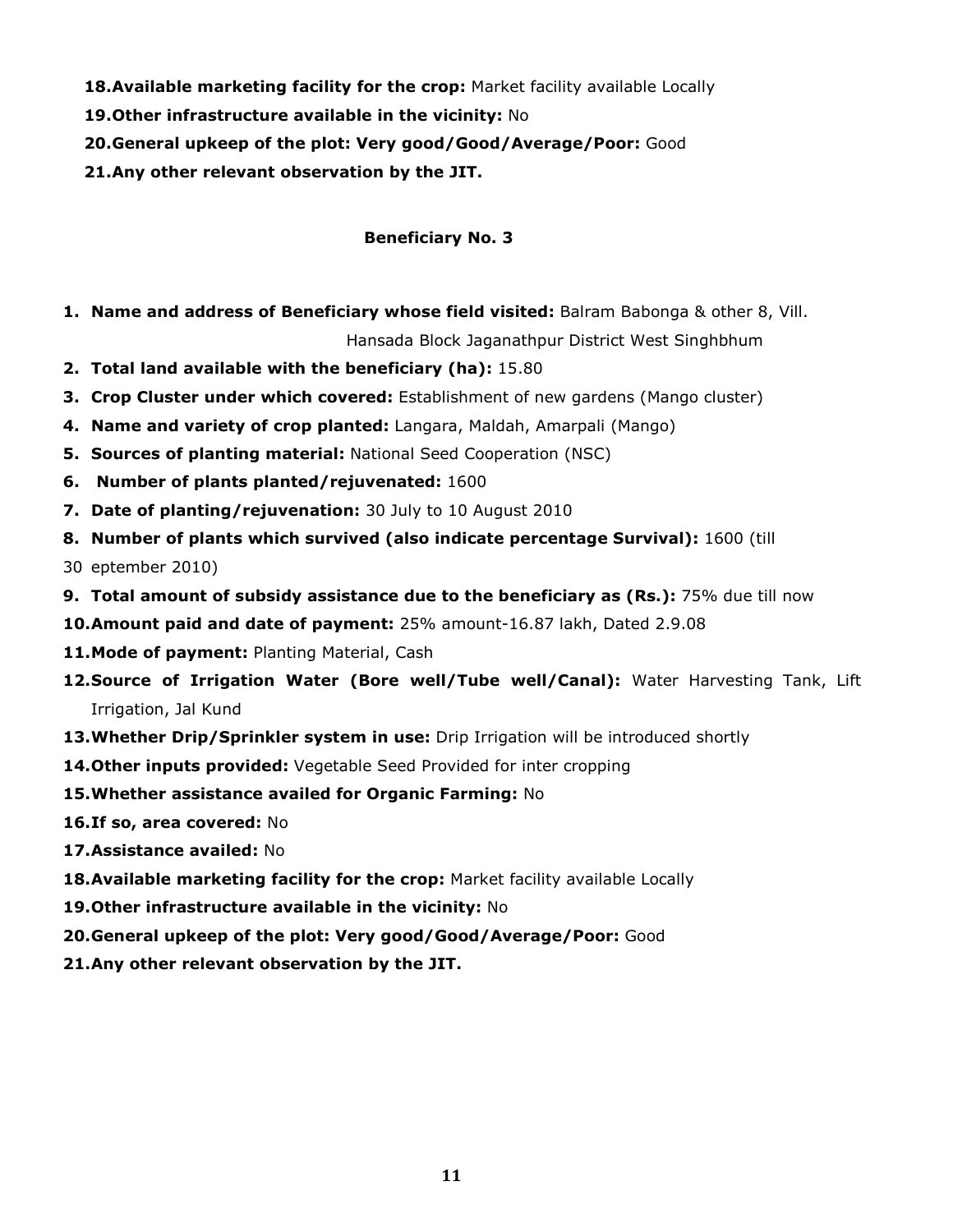18. **Available marketing facility for the crop:** Market facility available Locally
19. **Other infrastructure available in the vicinity:** No
20. **General upkeep of the plot: Very good/Good/Average/Poor:** Good
21. **Any other relevant observation by the JIT.**

### Beneficiary No. 3

1. **Name and address of Beneficiary whose field visited:** Balram Babonga & other 8, Vill. Hansada Block Jaganathpur District West Singhbhum
2. **Total land available with the beneficiary (ha):** 15.80
3. **Crop Cluster under which covered:** Establishment of new gardens (Mango cluster)
4. **Name and variety of crop planted:** Langara, Maldah, Amarpali (Mango)
5. **Sources of planting material:** National Seed Cooperation (NSC)
6. **Number of plants planted/rejuvenated:** 1600
7. **Date of planting/rejuvenation:** 30 July to 10 August 2010
8. **Number of plants which survived (also indicate percentage Survival):** 1600 (till 30 eptember 2010)
9. **Total amount of subsidy assistance due to the beneficiary as (Rs.):** 75% due till now
10. **Amount paid and date of payment:** 25% amount-16.87 lakh, Dated 2.9.08
11. **Mode of payment:** Planting Material, Cash
12. **Source of Irrigation Water (Bore well/Tube well/Canal):** Water Harvesting Tank, Lift Irrigation, Jal Kund
13. **Whether Drip/Sprinkler system in use:** Drip Irrigation will be introduced shortly
14. **Other inputs provided:** Vegetable Seed Provided for inter cropping
15. **Whether assistance availed for Organic Farming:** No
16. **If so, area covered:** No
17. **Assistance availed:** No
18. **Available marketing facility for the crop:** Market facility available Locally
19. **Other infrastructure available in the vicinity:** No
20. **General upkeep of the plot: Very good/Good/Average/Poor:** Good
21. **Any other relevant observation by the JIT.**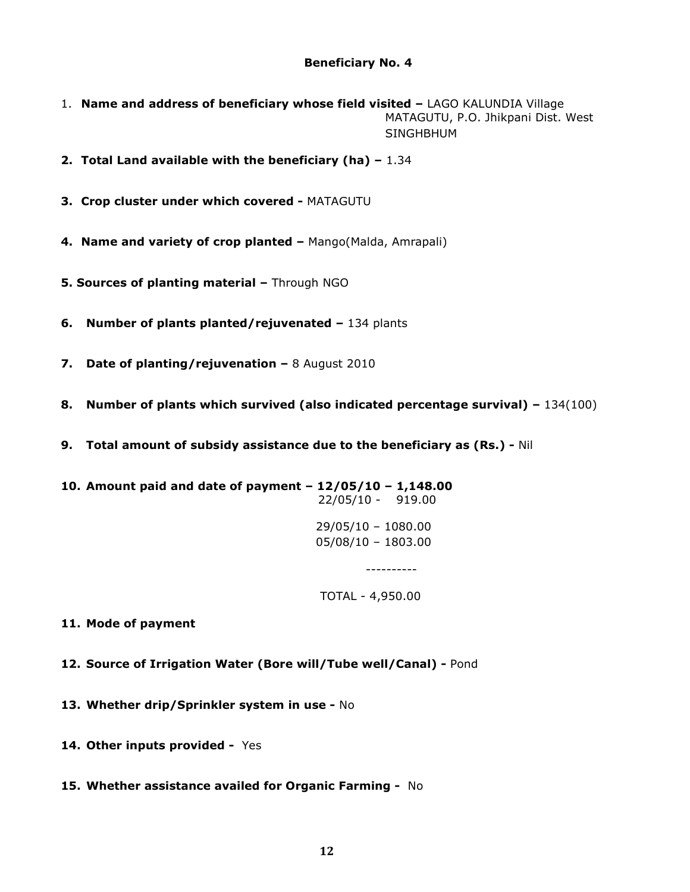**Beneficiary No. 4**

1. **Name and address of beneficiary whose field visited –** LAGO KALUNDIA Village MATAGUTU, P.O. Jhikpani Dist. West SINGHBHUM

2. **Total Land available with the beneficiary (ha) –** 1.34

3. **Crop cluster under which covered -** MATAGUTU

4. **Name and variety of crop planted –** Mango(Malda, Amrapali)

5. **Sources of planting material –** Through NGO

6. **Number of plants planted/rejuvenated –** 134 plants

7. **Date of planting/rejuvenation –** 8 August 2010

8. **Number of plants which survived (also indicated percentage survival) –** 134(100)

9. **Total amount of subsidy assistance due to the beneficiary as (Rs.) -** Nil

10. **Amount paid and date of payment – 12/05/10 – 1,148.00**

    22/05/10 - 919.00

    29/05/10 – 1080.00

    05/08/10 – 1803.00

    ----------

    TOTAL - 4,950.00

11. **Mode of payment**

12. **Source of Irrigation Water (Bore will/Tube well/Canal) -** Pond

13. **Whether drip/Sprinkler system in use -** No

14. **Other inputs provided -** Yes

15. **Whether assistance availed for Organic Farming -** No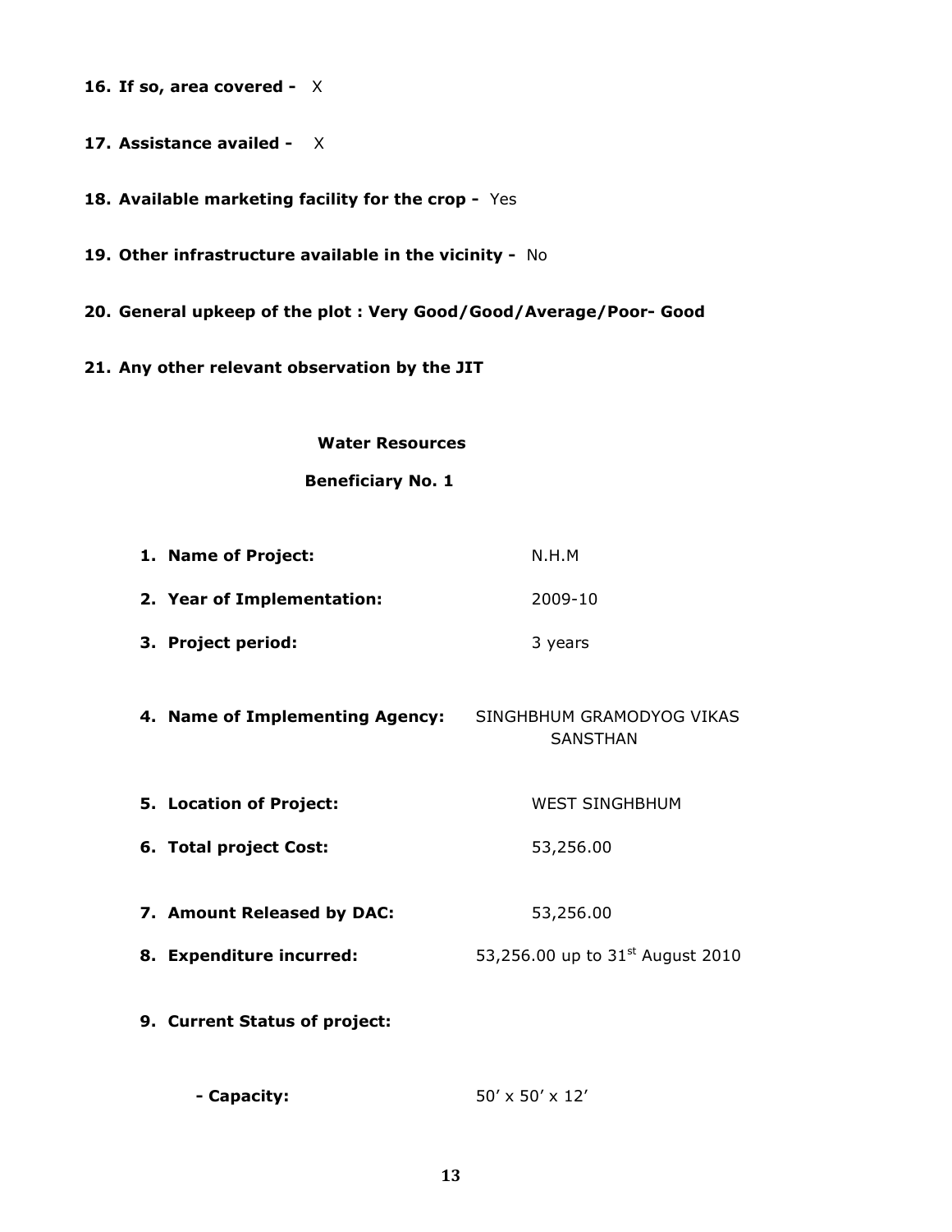**16. If so, area covered -** X

**17. Assistance availed -** X

**18. Available marketing facility for the crop -** Yes

**19. Other infrastructure available in the vicinity -** No

**20. General upkeep of the plot : Very Good/Good/Average/Poor- Good**

**21. Any other relevant observation by the JIT**

**Water Resources**

**Beneficiary No. 1**

1. **Name of Project:** N.H.M
2. **Year of Implementation:** 2009-10
3. **Project period:** 3 years
4. **Name of Implementing Agency:** SINGHBHUM GRAMODYOG VIKAS SANSTHAN
5. **Location of Project:** WEST SINGHBHUM
6. **Total project Cost:** 53,256.00
7. **Amount Released by DAC:** 53,256.00
8. **Expenditure incurred:** 53,256.00 up to 31st August 2010
9. **Current Status of project:**

   **- Capacity:** 50′ x 50′ x 12′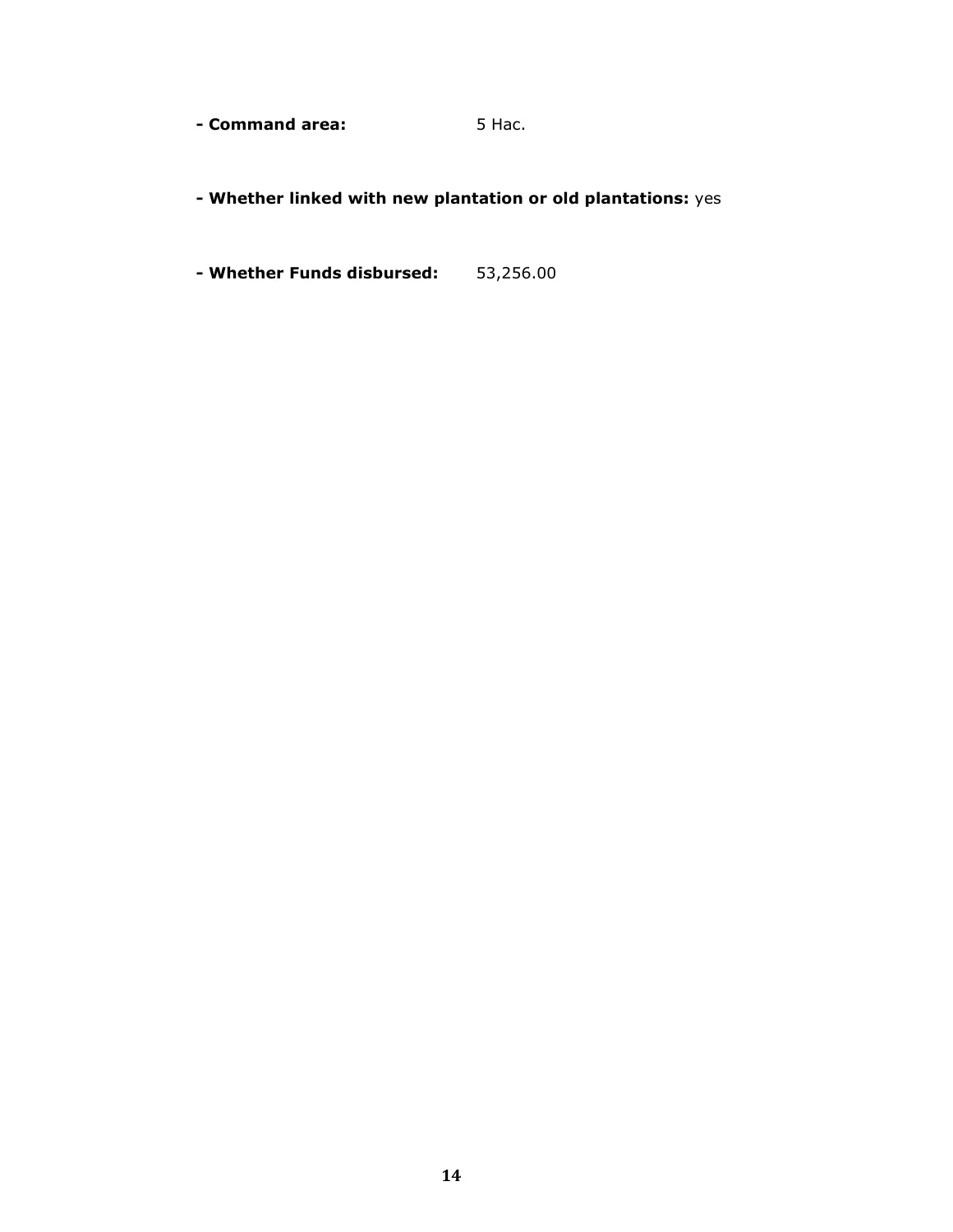- **Command area:** 5 Hac.

- **Whether linked with new plantation or old plantations:** yes

- **Whether Funds disbursed:** 53,256.00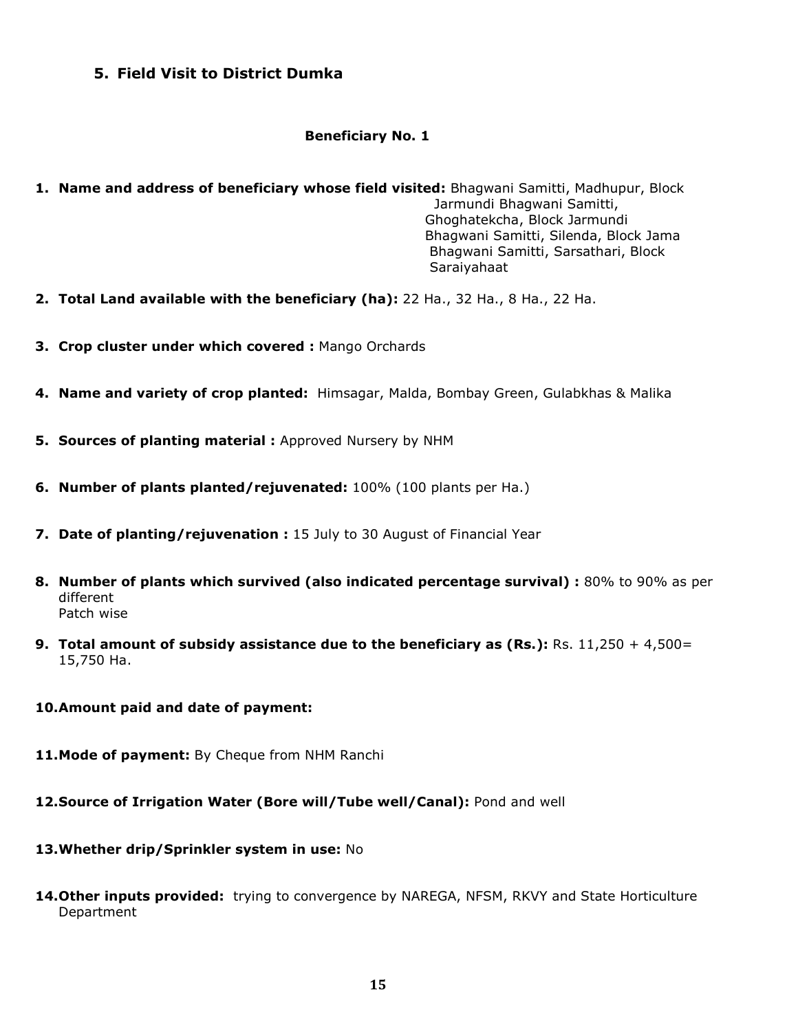## 5. Field Visit to District Dumka

### Beneficiary No. 1

1. **Name and address of beneficiary whose field visited:** Bhagwani Samitti, Madhupur, Block Jarmundi Bhagwani Samitti, Ghoghatekcha, Block Jarmundi Bhagwani Samitti, Silenda, Block Jama Bhagwani Samitti, Sarsathari, Block Saraiyahaat

2. **Total Land available with the beneficiary (ha):** 22 Ha., 32 Ha., 8 Ha., 22 Ha.

3. **Crop cluster under which covered :** Mango Orchards

4. **Name and variety of crop planted:** Himsagar, Malda, Bombay Green, Gulabkhas & Malika

5. **Sources of planting material :** Approved Nursery by NHM

6. **Number of plants planted/rejuvenated:** 100% (100 plants per Ha.)

7. **Date of planting/rejuvenation :** 15 July to 30 August of Financial Year

8. **Number of plants which survived (also indicated percentage survival) :** 80% to 90% as per different Patch wise

9. **Total amount of subsidy assistance due to the beneficiary as (Rs.):** Rs. 11,250 + 4,500= 15,750 Ha.

10. **Amount paid and date of payment:**

11. **Mode of payment:** By Cheque from NHM Ranchi

12. **Source of Irrigation Water (Bore will/Tube well/Canal):** Pond and well

13. **Whether drip/Sprinkler system in use:** No

14. **Other inputs provided:** trying to convergence by NAREGA, NFSM, RKVY and State Horticulture Department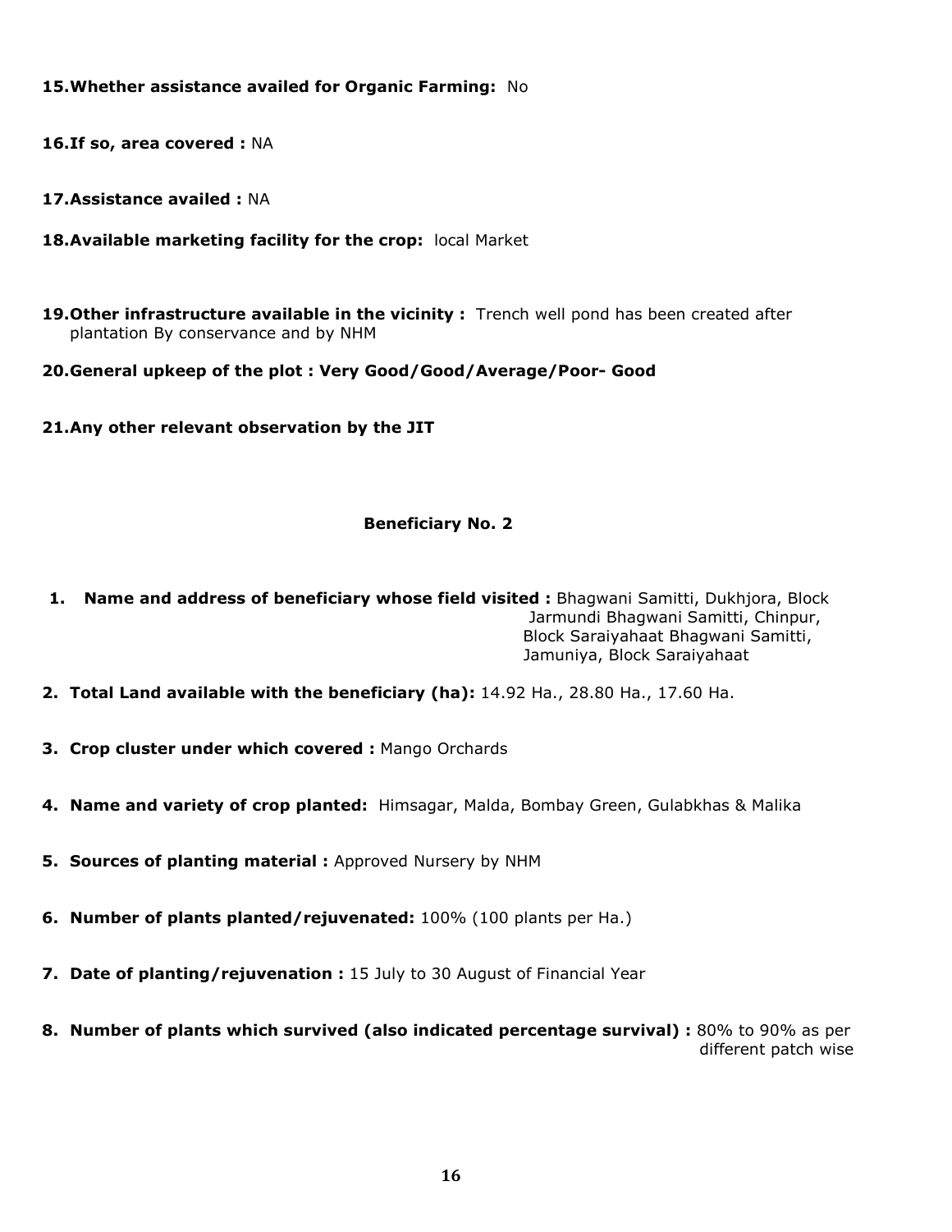**15. Whether assistance availed for Organic Farming:** No

**16. If so, area covered :** NA

**17. Assistance availed :** NA

**18. Available marketing facility for the crop:** local Market

**19. Other infrastructure available in the vicinity :** Trench well pond has been created after plantation By conservance and by NHM

**20. General upkeep of the plot : Very Good/Good/Average/Poor- Good**

**21. Any other relevant observation by the JIT**

### Beneficiary No. 2

1. **Name and address of beneficiary whose field visited :** Bhagwani Samitti, Dukhjora, Block Jarmundi Bhagwani Samitti, Chinpur, Block Saraiyahaat Bhagwani Samitti, Jamuniya, Block Saraiyahaat

2. **Total Land available with the beneficiary (ha):** 14.92 Ha., 28.80 Ha., 17.60 Ha.

3. **Crop cluster under which covered :** Mango Orchards

4. **Name and variety of crop planted:** Himsagar, Malda, Bombay Green, Gulabkhas & Malika

5. **Sources of planting material :** Approved Nursery by NHM

6. **Number of plants planted/rejuvenated:** 100% (100 plants per Ha.)

7. **Date of planting/rejuvenation :** 15 July to 30 August of Financial Year

8. **Number of plants which survived (also indicated percentage survival) :** 80% to 90% as per different patch wise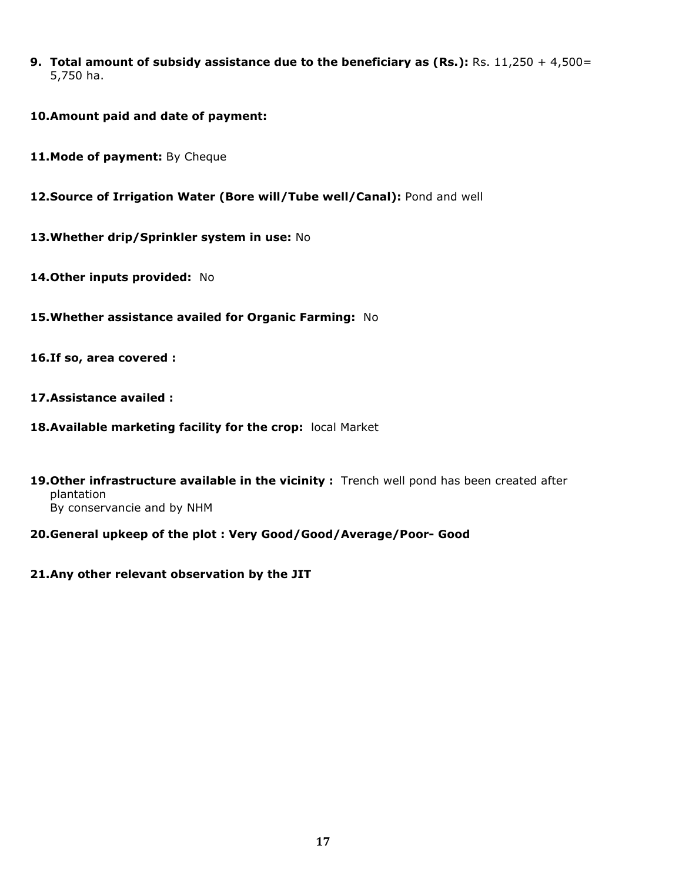9. **Total amount of subsidy assistance due to the beneficiary as (Rs.):** Rs. 11,250 + 4,500= 5,750 ha.

10. **Amount paid and date of payment:**

11. **Mode of payment:** By Cheque

12. **Source of Irrigation Water (Bore will/Tube well/Canal):** Pond and well

13. **Whether drip/Sprinkler system in use:** No

14. **Other inputs provided:** No

15. **Whether assistance availed for Organic Farming:** No

16. **If so, area covered :**

17. **Assistance availed :**

18. **Available marketing facility for the crop:** local Market

19. **Other infrastructure available in the vicinity :** Trench well pond has been created after plantation
    By conservancie and by NHM

20. **General upkeep of the plot : Very Good/Good/Average/Poor- Good**

21. **Any other relevant observation by the JIT**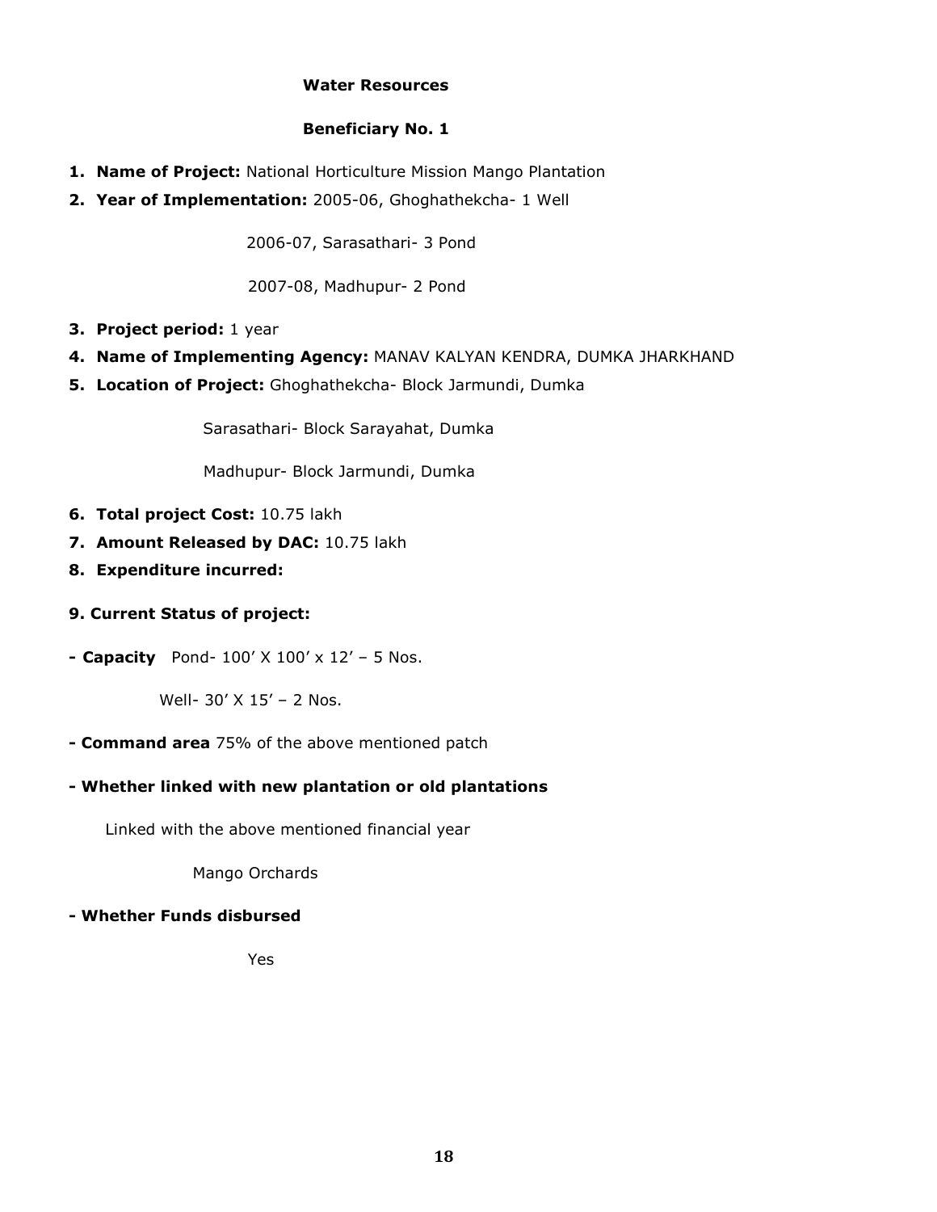**Water Resources**

**Beneficiary No. 1**

1. **Name of Project:** National Horticulture Mission Mango Plantation
2. **Year of Implementation:** 2005-06, Ghoghathekcha- 1 Well

   2006-07, Sarasathari- 3 Pond

   2007-08, Madhupur- 2 Pond
3. **Project period:** 1 year
4. **Name of Implementing Agency:** MANAV KALYAN KENDRA, DUMKA JHARKHAND
5. **Location of Project:** Ghoghathekcha- Block Jarmundi, Dumka

   Sarasathari- Block Sarayahat, Dumka

   Madhupur- Block Jarmundi, Dumka
6. **Total project Cost:** 10.75 lakh
7. **Amount Released by DAC:** 10.75 lakh
8. **Expenditure incurred:**

**9. Current Status of project:**

**- Capacity** Pond- 100' X 100' x 12' – 5 Nos.

Well- 30' X 15' – 2 Nos.

**- Command area** 75% of the above mentioned patch

**- Whether linked with new plantation or old plantations**

Linked with the above mentioned financial year

Mango Orchards

**- Whether Funds disbursed**

Yes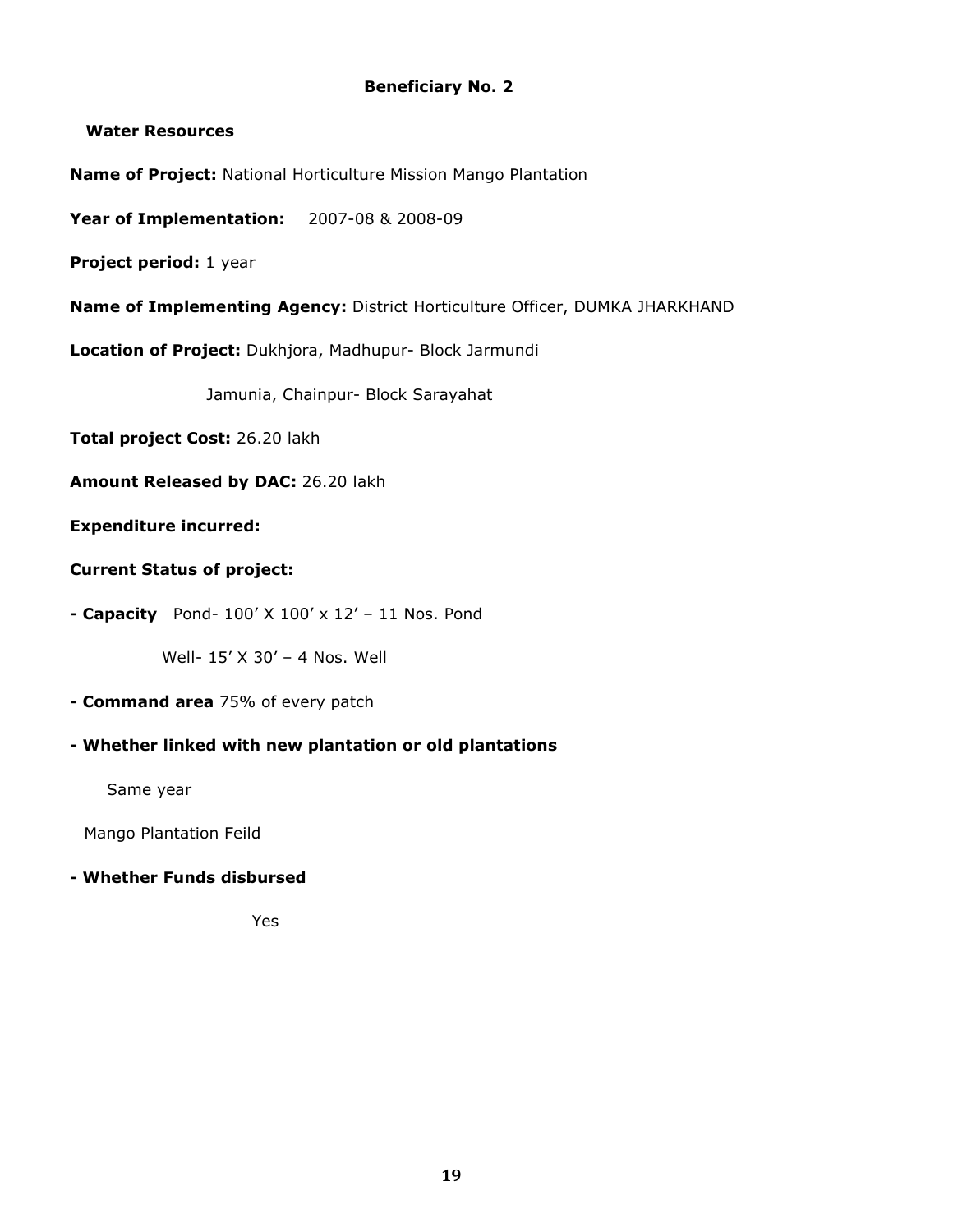**Beneficiary No. 2**

**Water Resources**

**Name of Project:** National Horticulture Mission Mango Plantation

**Year of Implementation:** 2007-08 & 2008-09

**Project period:** 1 year

**Name of Implementing Agency:** District Horticulture Officer, DUMKA JHARKHAND

**Location of Project:** Dukhjora, Madhupur- Block Jarmundi

Jamunia, Chainpur- Block Sarayahat

**Total project Cost:** 26.20 lakh

**Amount Released by DAC:** 26.20 lakh

**Expenditure incurred:**

**Current Status of project:**

**- Capacity** Pond- 100' X 100' x 12' – 11 Nos. Pond

Well- 15' X 30' – 4 Nos. Well

**- Command area** 75% of every patch

**- Whether linked with new plantation or old plantations**

Same year

Mango Plantation Feild

**- Whether Funds disbursed**

Yes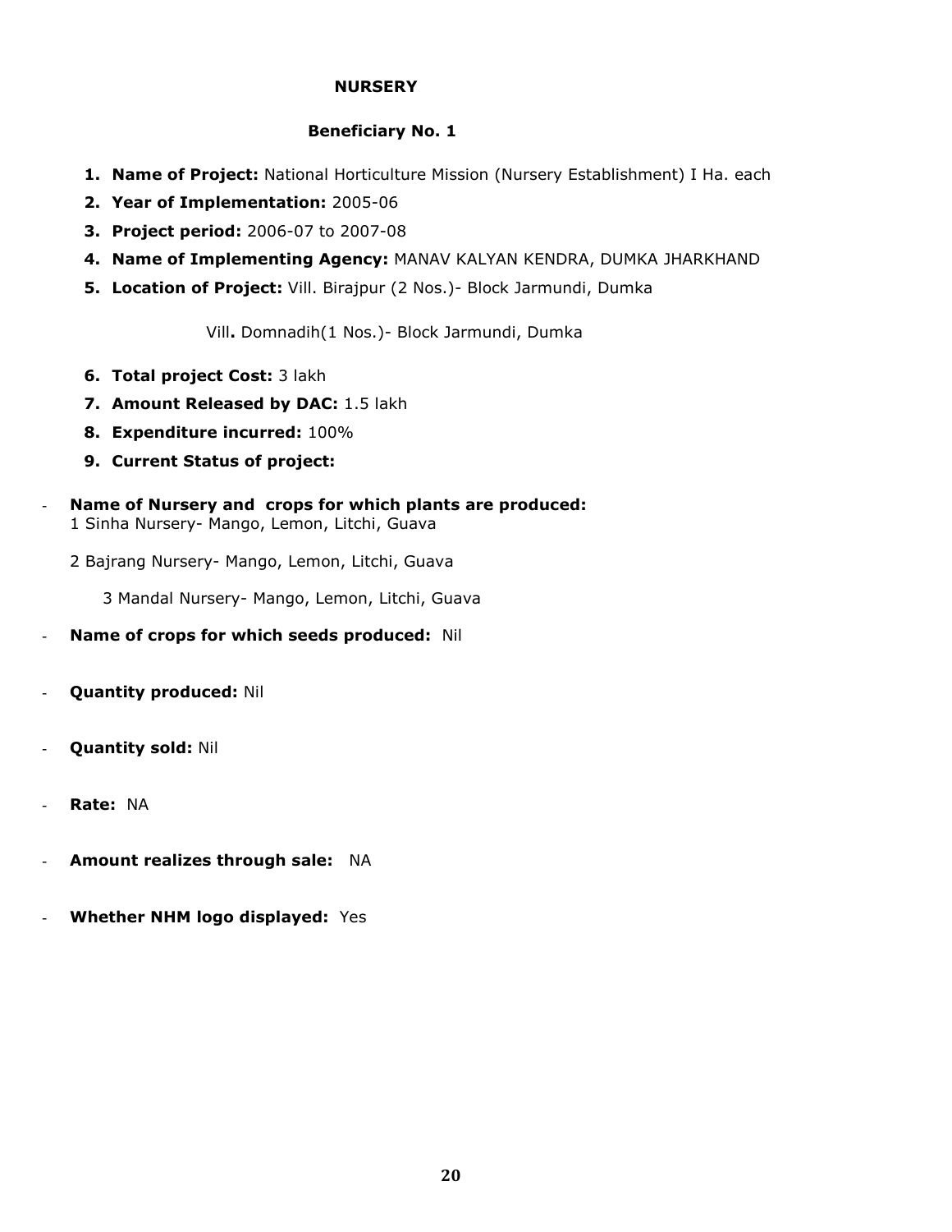## NURSERY

### Beneficiary No. 1

1. **Name of Project:** National Horticulture Mission (Nursery Establishment) I Ha. each
2. **Year of Implementation:** 2005-06
3. **Project period:** 2006-07 to 2007-08
4. **Name of Implementing Agency:** MANAV KALYAN KENDRA, DUMKA JHARKHAND
5. **Location of Project:** Vill. Birajpur (2 Nos.)- Block Jarmundi, Dumka

   Vill**.** Domnadih(1 Nos.)- Block Jarmundi, Dumka

6. **Total project Cost:** 3 lakh
7. **Amount Released by DAC:** 1.5 lakh
8. **Expenditure incurred:** 100%
9. **Current Status of project:**

- **Name of Nursery and crops for which plants are produced:**
  1 Sinha Nursery- Mango, Lemon, Litchi, Guava

  2 Bajrang Nursery- Mango, Lemon, Litchi, Guava

  3 Mandal Nursery- Mango, Lemon, Litchi, Guava

- **Name of crops for which seeds produced:** Nil
- **Quantity produced:** Nil
- **Quantity sold:** Nil
- **Rate:** NA
- **Amount realizes through sale:** NA
- **Whether NHM logo displayed:** Yes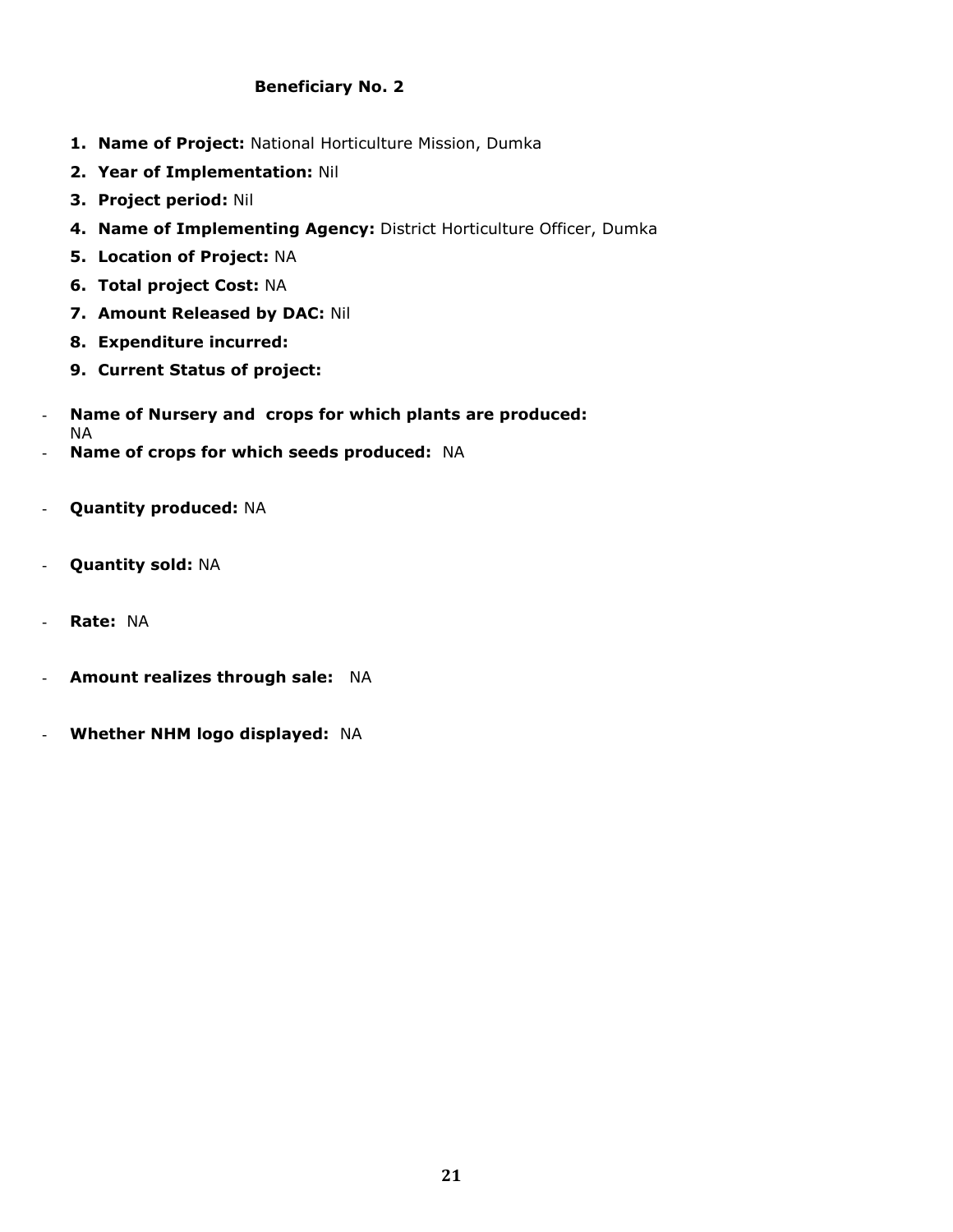**Beneficiary No. 2**

1. **Name of Project:** National Horticulture Mission, Dumka
2. **Year of Implementation:** Nil
3. **Project period:** Nil
4. **Name of Implementing Agency:** District Horticulture Officer, Dumka
5. **Location of Project:** NA
6. **Total project Cost:** NA
7. **Amount Released by DAC:** Nil
8. **Expenditure incurred:**
9. **Current Status of project:**

- **Name of Nursery and crops for which plants are produced:** NA
- **Name of crops for which seeds produced:** NA
- **Quantity produced:** NA
- **Quantity sold:** NA
- **Rate:** NA
- **Amount realizes through sale:** NA
- **Whether NHM logo displayed:** NA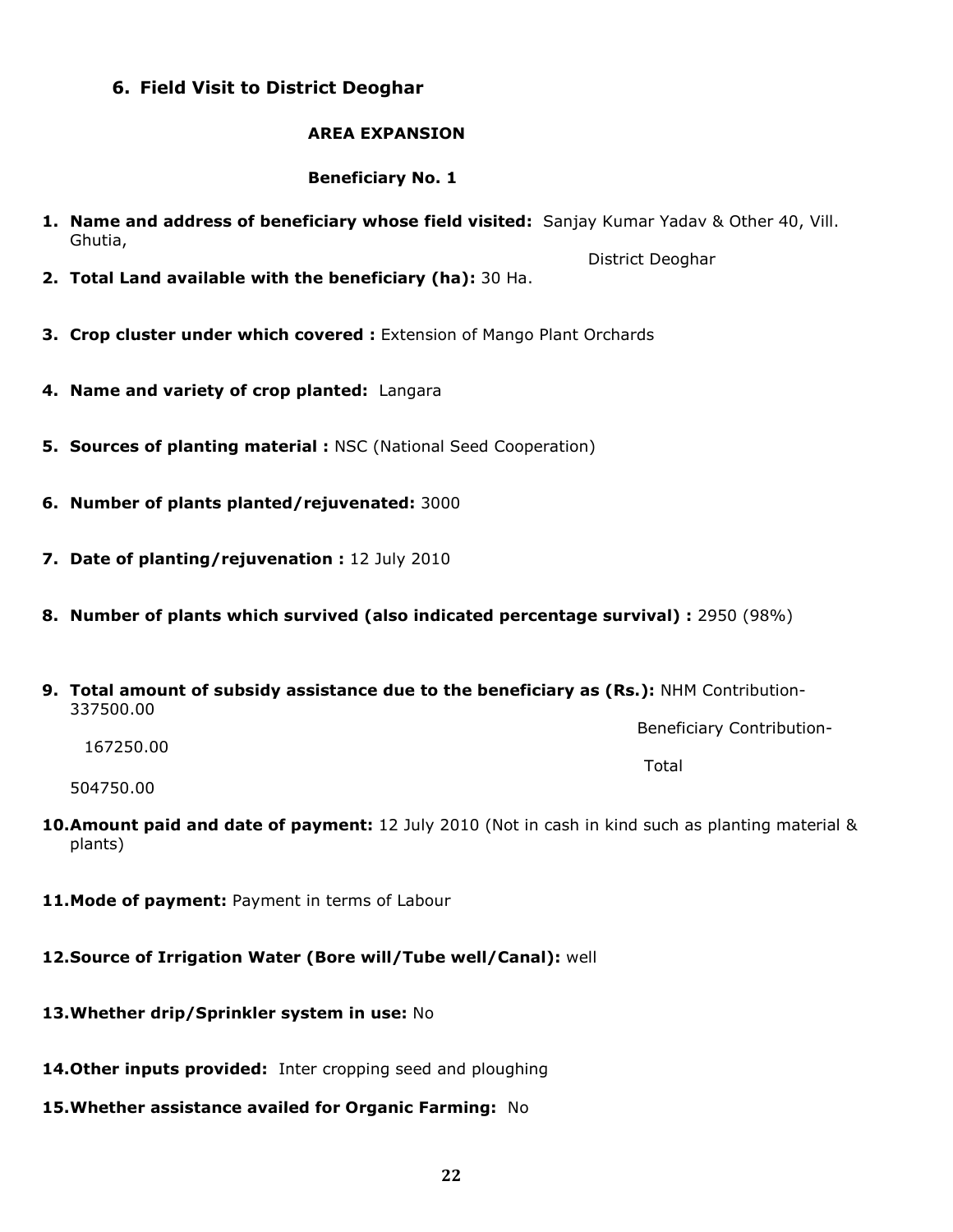## 6. Field Visit to District Deoghar

### AREA EXPANSION

### Beneficiary No. 1

1. **Name and address of beneficiary whose field visited:** Sanjay Kumar Yadav & Other 40, Vill. Ghutia, District Deoghar
2. **Total Land available with the beneficiary (ha):** 30 Ha.
3. **Crop cluster under which covered :** Extension of Mango Plant Orchards
4. **Name and variety of crop planted:** Langara
5. **Sources of planting material :** NSC (National Seed Cooperation)
6. **Number of plants planted/rejuvenated:** 3000
7. **Date of planting/rejuvenation :** 12 July 2010
8. **Number of plants which survived (also indicated percentage survival) :** 2950 (98%)
9. **Total amount of subsidy assistance due to the beneficiary as (Rs.):** NHM Contribution- 337500.00
   Beneficiary Contribution- 167250.00
   Total 504750.00
10. **Amount paid and date of payment:** 12 July 2010 (Not in cash in kind such as planting material & plants)
11. **Mode of payment:** Payment in terms of Labour
12. **Source of Irrigation Water (Bore will/Tube well/Canal):** well
13. **Whether drip/Sprinkler system in use:** No
14. **Other inputs provided:** Inter cropping seed and ploughing
15. **Whether assistance availed for Organic Farming:** No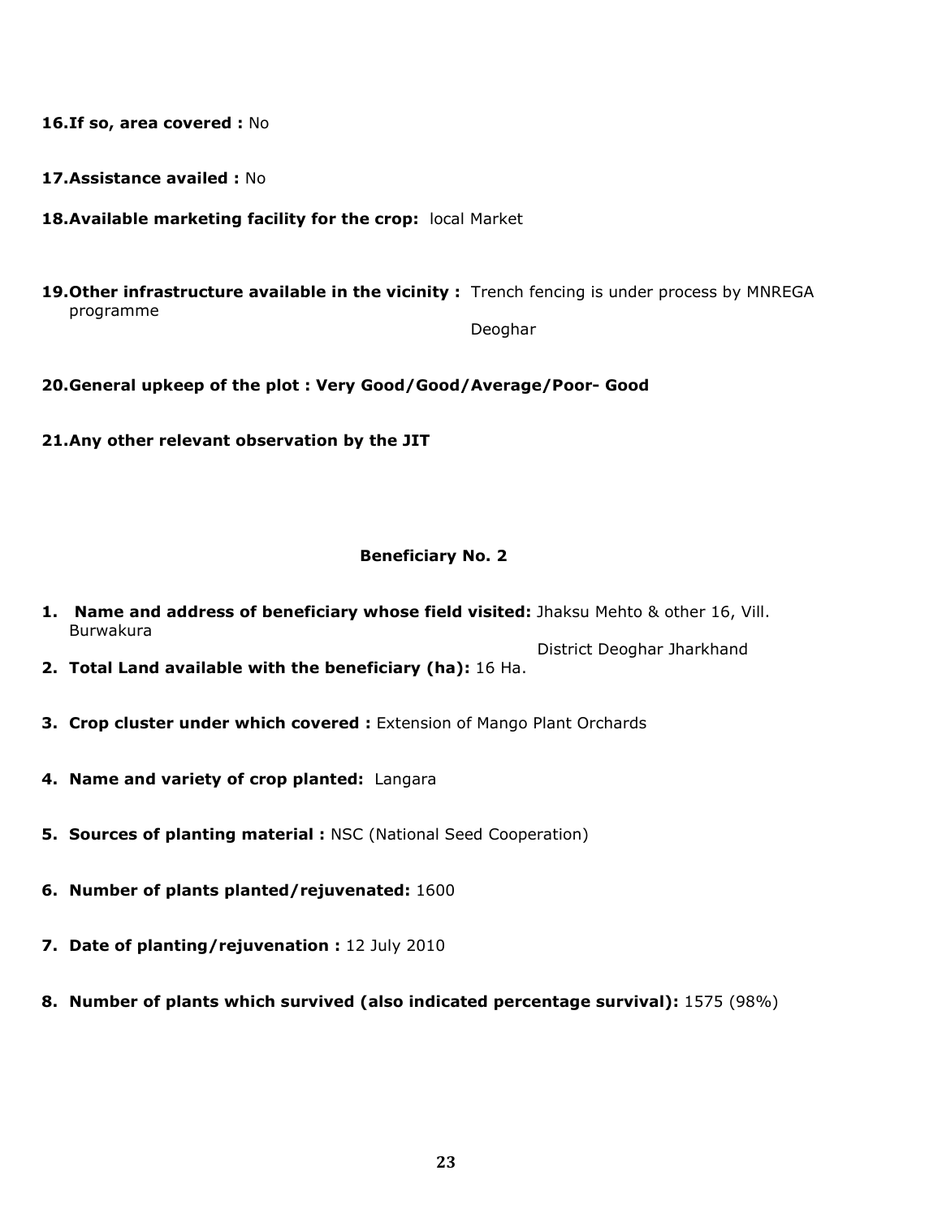**16. If so, area covered :** No

**17. Assistance availed :** No

**18. Available marketing facility for the crop:** local Market

**19. Other infrastructure available in the vicinity :** Trench fencing is under process by MNREGA programme Deoghar

**20. General upkeep of the plot : Very Good/Good/Average/Poor- Good**

**21. Any other relevant observation by the JIT**

### Beneficiary No. 2

1. **Name and address of beneficiary whose field visited:** Jhaksu Mehto & other 16, Vill. Burwakura District Deoghar Jharkhand
2. **Total Land available with the beneficiary (ha):** 16 Ha.
3. **Crop cluster under which covered :** Extension of Mango Plant Orchards
4. **Name and variety of crop planted:** Langara
5. **Sources of planting material :** NSC (National Seed Cooperation)
6. **Number of plants planted/rejuvenated:** 1600
7. **Date of planting/rejuvenation :** 12 July 2010
8. **Number of plants which survived (also indicated percentage survival):** 1575 (98%)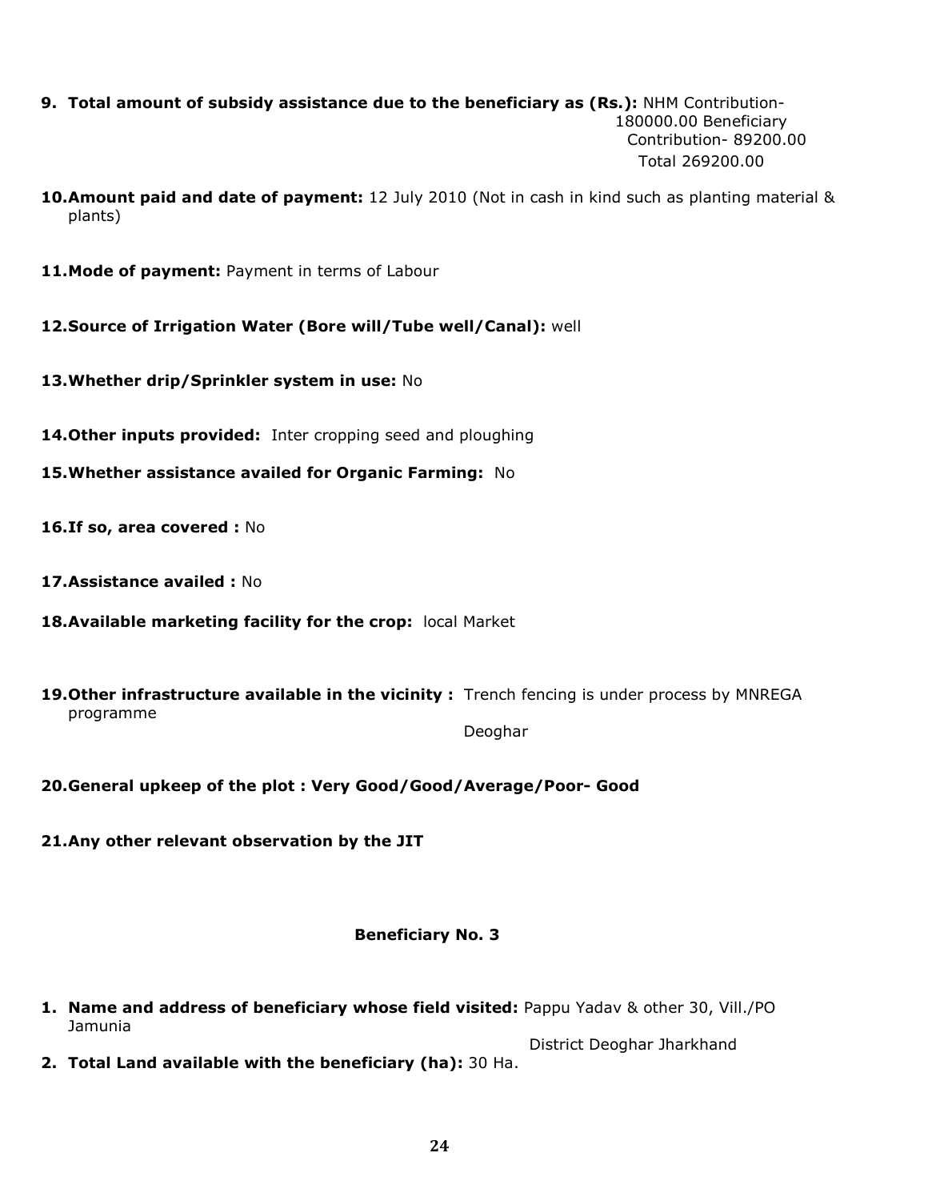9. **Total amount of subsidy assistance due to the beneficiary as (Rs.):** NHM Contribution- 180000.00 Beneficiary Contribution- 89200.00 Total 269200.00

10. **Amount paid and date of payment:** 12 July 2010 (Not in cash in kind such as planting material & plants)

11. **Mode of payment:** Payment in terms of Labour

12. **Source of Irrigation Water (Bore will/Tube well/Canal):** well

13. **Whether drip/Sprinkler system in use:** No

14. **Other inputs provided:** Inter cropping seed and ploughing

15. **Whether assistance availed for Organic Farming:** No

16. **If so, area covered :** No

17. **Assistance availed :** No

18. **Available marketing facility for the crop:** local Market

19. **Other infrastructure available in the vicinity :** Trench fencing is under process by MNREGA programme Deoghar

20. **General upkeep of the plot : Very Good/Good/Average/Poor- Good**

21. **Any other relevant observation by the JIT**

**Beneficiary No. 3**

1. **Name and address of beneficiary whose field visited:** Pappu Yadav & other 30, Vill./PO Jamunia District Deoghar Jharkhand
2. **Total Land available with the beneficiary (ha):** 30 Ha.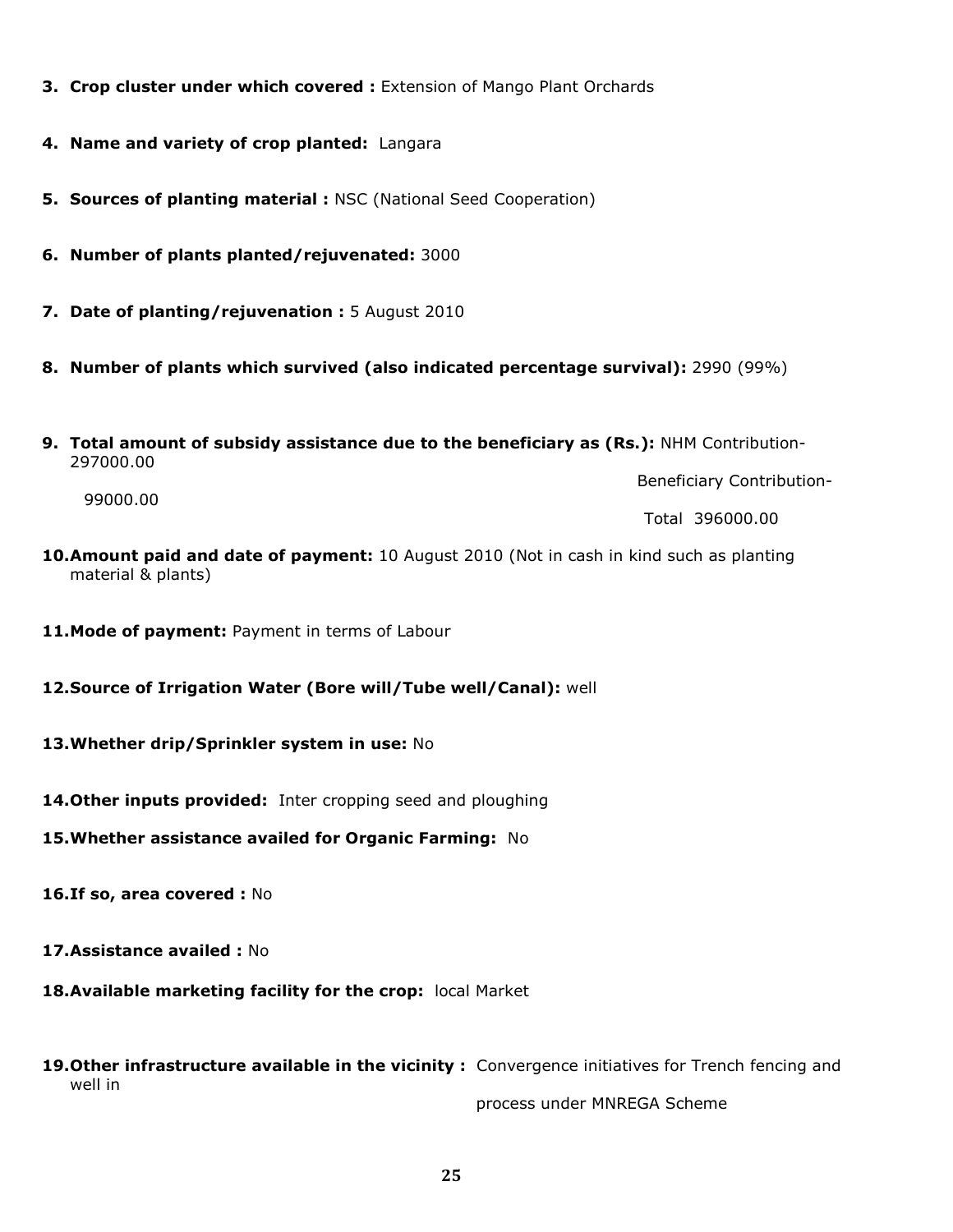3. **Crop cluster under which covered :** Extension of Mango Plant Orchards

4. **Name and variety of crop planted:** Langara

5. **Sources of planting material :** NSC (National Seed Cooperation)

6. **Number of plants planted/rejuvenated:** 3000

7. **Date of planting/rejuvenation :** 5 August 2010

8. **Number of plants which survived (also indicated percentage survival):** 2990 (99%)

9. **Total amount of subsidy assistance due to the beneficiary as (Rs.):** NHM Contribution- 297000.00
   Beneficiary Contribution- 99000.00
   Total 396000.00

10. **Amount paid and date of payment:** 10 August 2010 (Not in cash in kind such as planting material & plants)

11. **Mode of payment:** Payment in terms of Labour

12. **Source of Irrigation Water (Bore will/Tube well/Canal):** well

13. **Whether drip/Sprinkler system in use:** No

14. **Other inputs provided:** Inter cropping seed and ploughing

15. **Whether assistance availed for Organic Farming:** No

16. **If so, area covered :** No

17. **Assistance availed :** No

18. **Available marketing facility for the crop:** local Market

19. **Other infrastructure available in the vicinity :** Convergence initiatives for Trench fencing and well in process under MNREGA Scheme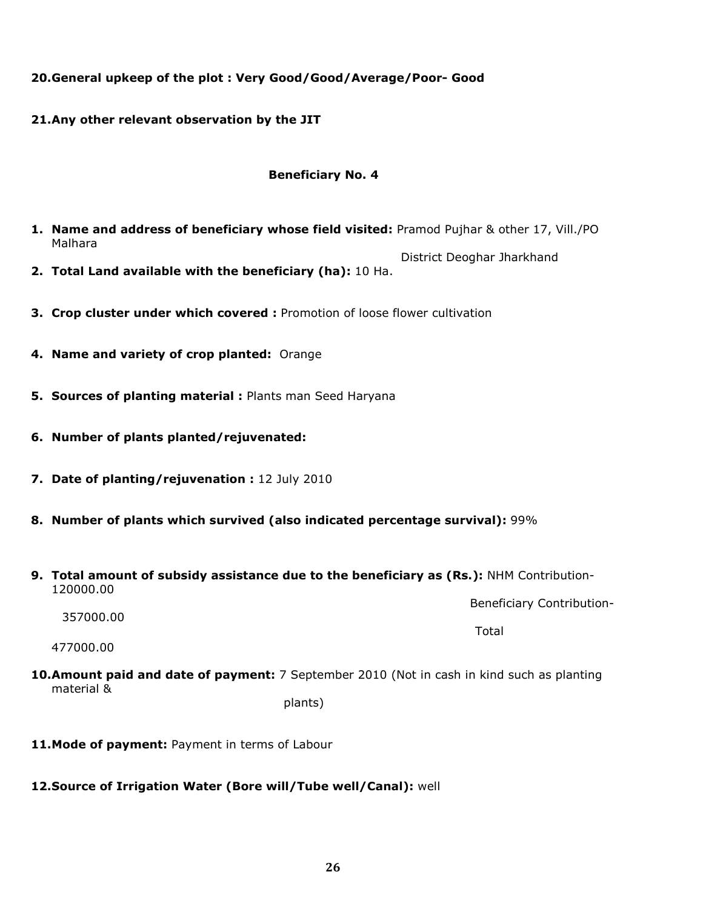**20. General upkeep of the plot : Very Good/Good/Average/Poor- Good**

**21. Any other relevant observation by the JIT**

**Beneficiary No. 4**

1. **Name and address of beneficiary whose field visited:** Pramod Pujhar & other 17, Vill./PO Malhara District Deoghar Jharkhand
2. **Total Land available with the beneficiary (ha):** 10 Ha.
3. **Crop cluster under which covered :** Promotion of loose flower cultivation
4. **Name and variety of crop planted:** Orange
5. **Sources of planting material :** Plants man Seed Haryana
6. **Number of plants planted/rejuvenated:**
7. **Date of planting/rejuvenation :** 12 July 2010
8. **Number of plants which survived (also indicated percentage survival):** 99%
9. **Total amount of subsidy assistance due to the beneficiary as (Rs.):** NHM Contribution- 120000.00
   Beneficiary Contribution- 357000.00
   Total 477000.00
10. **Amount paid and date of payment:** 7 September 2010 (Not in cash in kind such as planting material & plants)
11. **Mode of payment:** Payment in terms of Labour
12. **Source of Irrigation Water (Bore will/Tube well/Canal):** well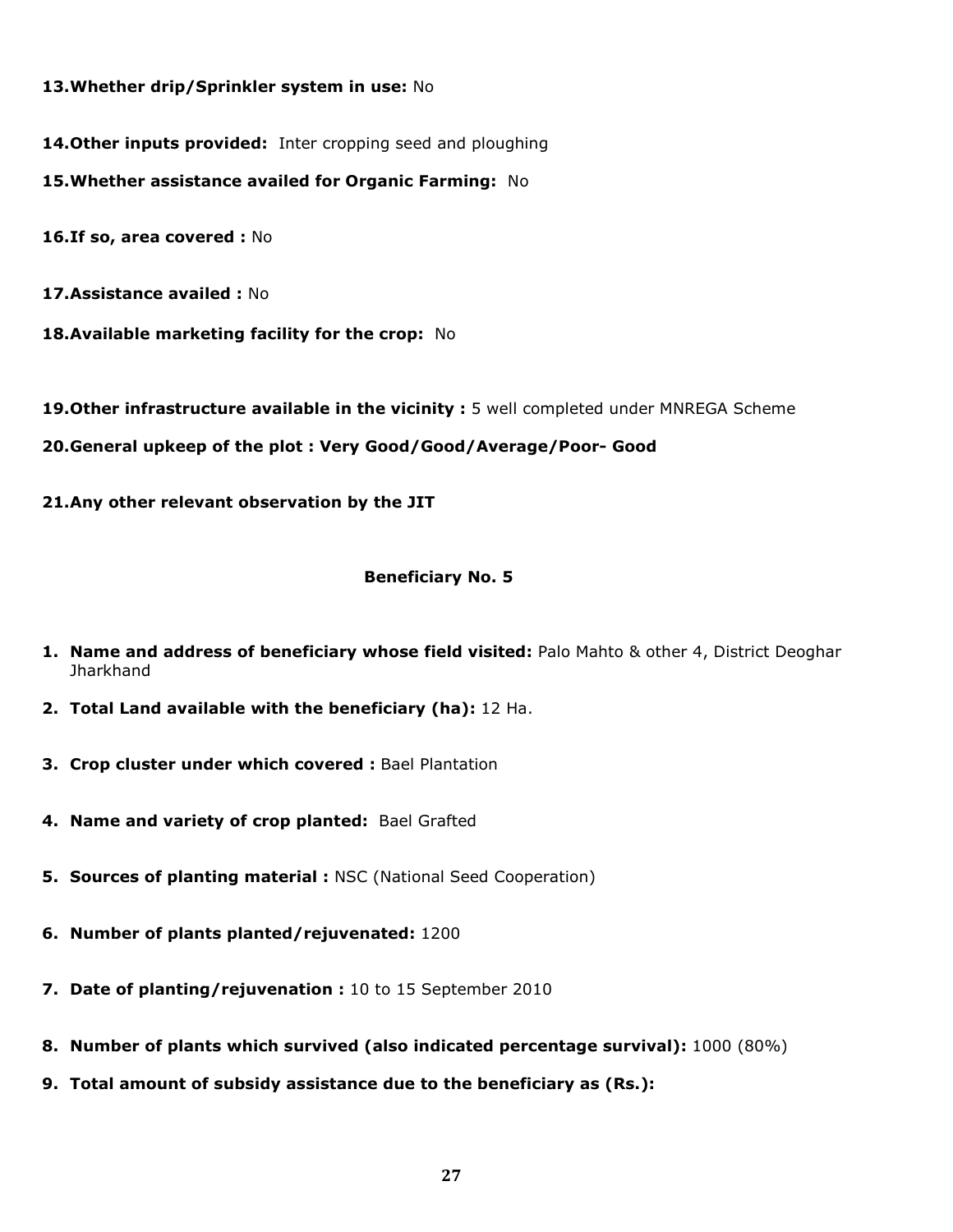**13.Whether drip/Sprinkler system in use:** No

**14.Other inputs provided:** Inter cropping seed and ploughing

**15.Whether assistance availed for Organic Farming:** No

**16.If so, area covered :** No

**17.Assistance availed :** No

**18.Available marketing facility for the crop:** No

**19.Other infrastructure available in the vicinity :** 5 well completed under MNREGA Scheme

**20.General upkeep of the plot : Very Good/Good/Average/Poor- Good**

**21.Any other relevant observation by the JIT**

### Beneficiary No. 5

1. **Name and address of beneficiary whose field visited:** Palo Mahto & other 4, District Deoghar Jharkhand
2. **Total Land available with the beneficiary (ha):** 12 Ha.
3. **Crop cluster under which covered :** Bael Plantation
4. **Name and variety of crop planted:** Bael Grafted
5. **Sources of planting material :** NSC (National Seed Cooperation)
6. **Number of plants planted/rejuvenated:** 1200
7. **Date of planting/rejuvenation :** 10 to 15 September 2010
8. **Number of plants which survived (also indicated percentage survival):** 1000 (80%)
9. **Total amount of subsidy assistance due to the beneficiary as (Rs.):**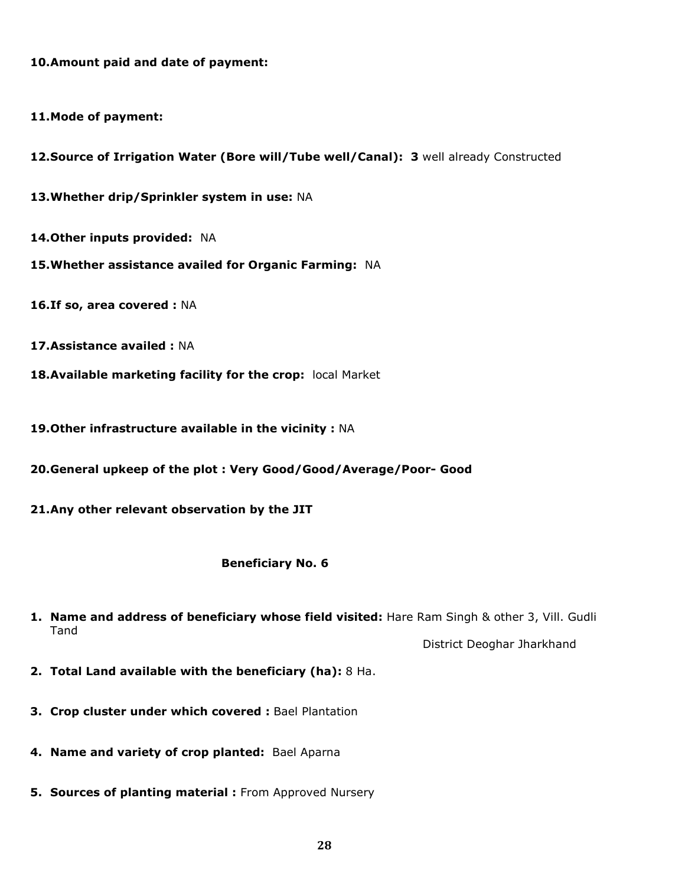**10. Amount paid and date of payment:**

**11. Mode of payment:**

**12. Source of Irrigation Water (Bore will/Tube well/Canal): 3** well already Constructed

**13. Whether drip/Sprinkler system in use:** NA

**14. Other inputs provided:** NA

**15. Whether assistance availed for Organic Farming:** NA

**16. If so, area covered :** NA

**17. Assistance availed :** NA

**18. Available marketing facility for the crop:** local Market

**19. Other infrastructure available in the vicinity :** NA

**20. General upkeep of the plot : Very Good/Good/Average/Poor- Good**

**21. Any other relevant observation by the JIT**

### Beneficiary No. 6

1. **Name and address of beneficiary whose field visited:** Hare Ram Singh & other 3, Vill. Gudli Tand
   District Deoghar Jharkhand
2. **Total Land available with the beneficiary (ha):** 8 Ha.
3. **Crop cluster under which covered :** Bael Plantation
4. **Name and variety of crop planted:** Bael Aparna
5. **Sources of planting material :** From Approved Nursery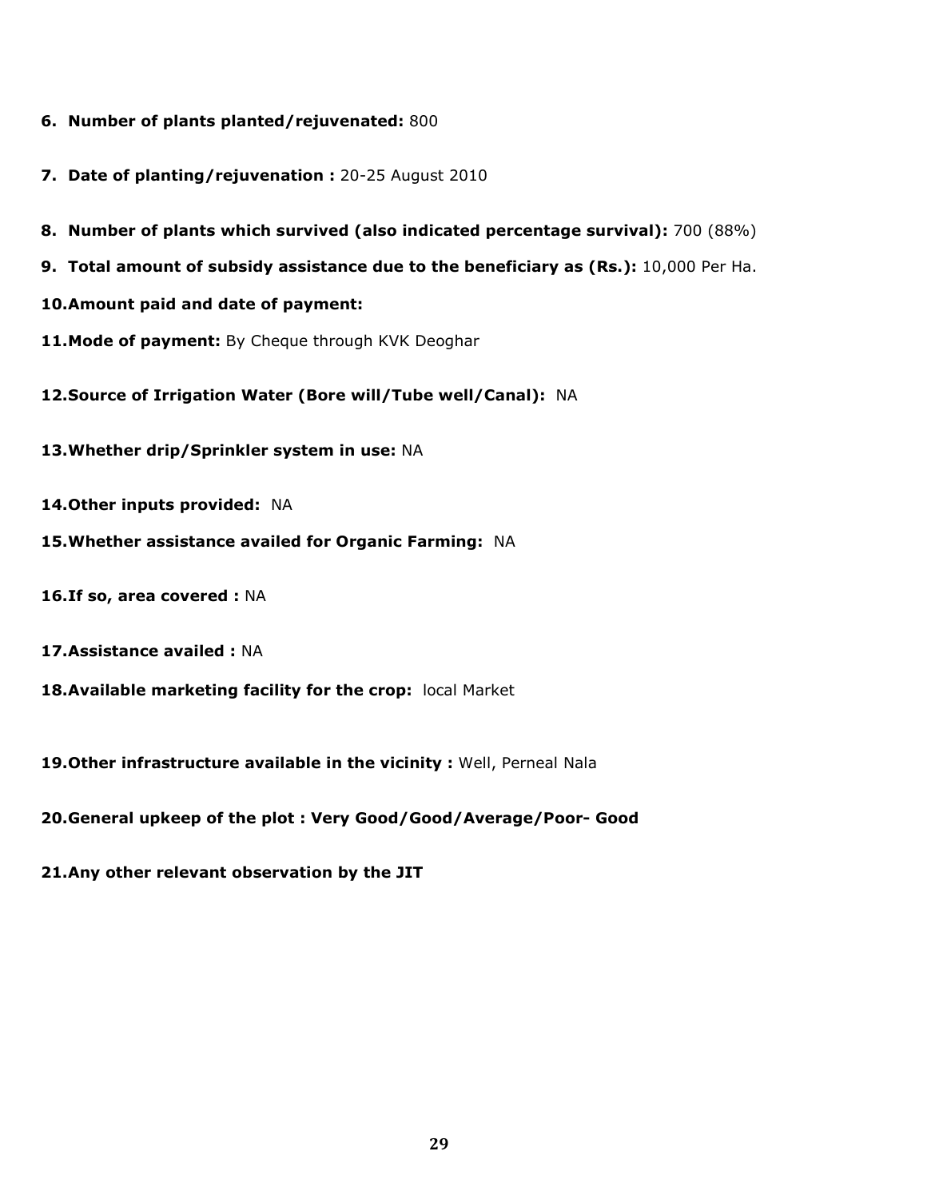6. **Number of plants planted/rejuvenated:** 800

7. **Date of planting/rejuvenation :** 20-25 August 2010

8. **Number of plants which survived (also indicated percentage survival):** 700 (88%)

9. **Total amount of subsidy assistance due to the beneficiary as (Rs.):** 10,000 Per Ha.

10. **Amount paid and date of payment:**

11. **Mode of payment:** By Cheque through KVK Deoghar

12. **Source of Irrigation Water (Bore will/Tube well/Canal):** NA

13. **Whether drip/Sprinkler system in use:** NA

14. **Other inputs provided:** NA

15. **Whether assistance availed for Organic Farming:** NA

16. **If so, area covered :** NA

17. **Assistance availed :** NA

18. **Available marketing facility for the crop:** local Market

19. **Other infrastructure available in the vicinity :** Well, Perneal Nala

20. **General upkeep of the plot : Very Good/Good/Average/Poor- Good**

21. **Any other relevant observation by the JIT**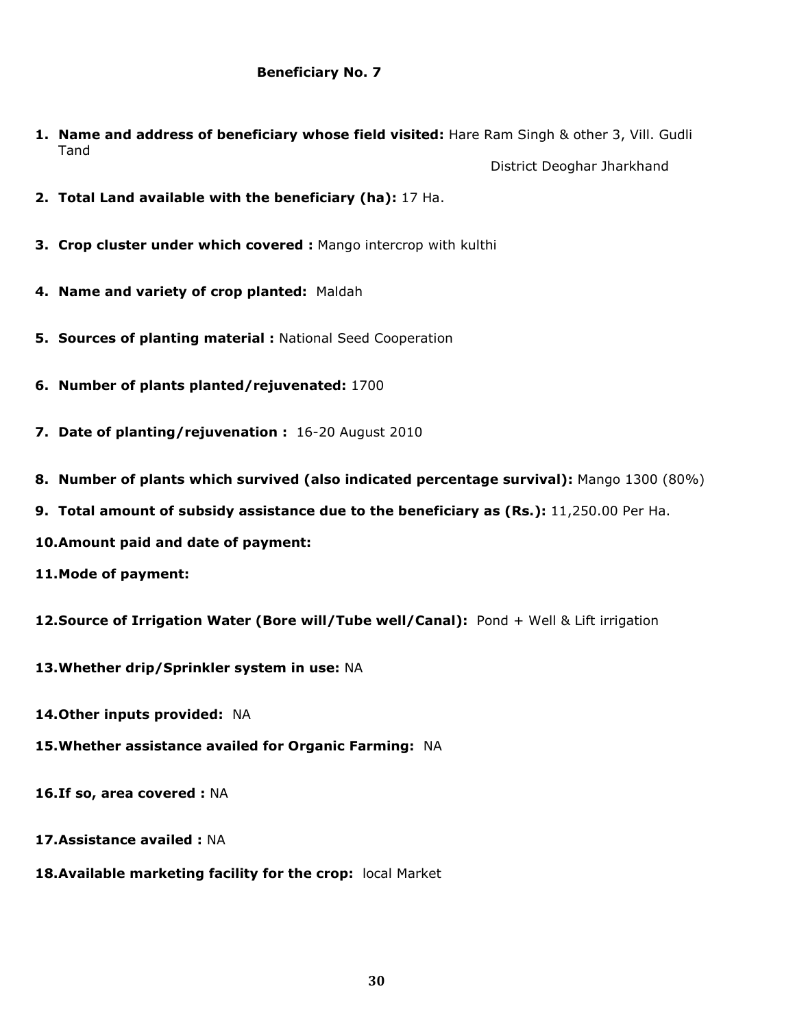**Beneficiary No. 7**

1. **Name and address of beneficiary whose field visited:** Hare Ram Singh & other 3, Vill. Gudli Tand

   District Deoghar Jharkhand
2. **Total Land available with the beneficiary (ha):** 17 Ha.
3. **Crop cluster under which covered :** Mango intercrop with kulthi
4. **Name and variety of crop planted:** Maldah
5. **Sources of planting material :** National Seed Cooperation
6. **Number of plants planted/rejuvenated:** 1700
7. **Date of planting/rejuvenation :** 16-20 August 2010
8. **Number of plants which survived (also indicated percentage survival):** Mango 1300 (80%)
9. **Total amount of subsidy assistance due to the beneficiary as (Rs.):** 11,250.00 Per Ha.
10. **Amount paid and date of payment:**
11. **Mode of payment:**
12. **Source of Irrigation Water (Bore will/Tube well/Canal):** Pond + Well & Lift irrigation
13. **Whether drip/Sprinkler system in use:** NA
14. **Other inputs provided:** NA
15. **Whether assistance availed for Organic Farming:** NA
16. **If so, area covered :** NA
17. **Assistance availed :** NA
18. **Available marketing facility for the crop:** local Market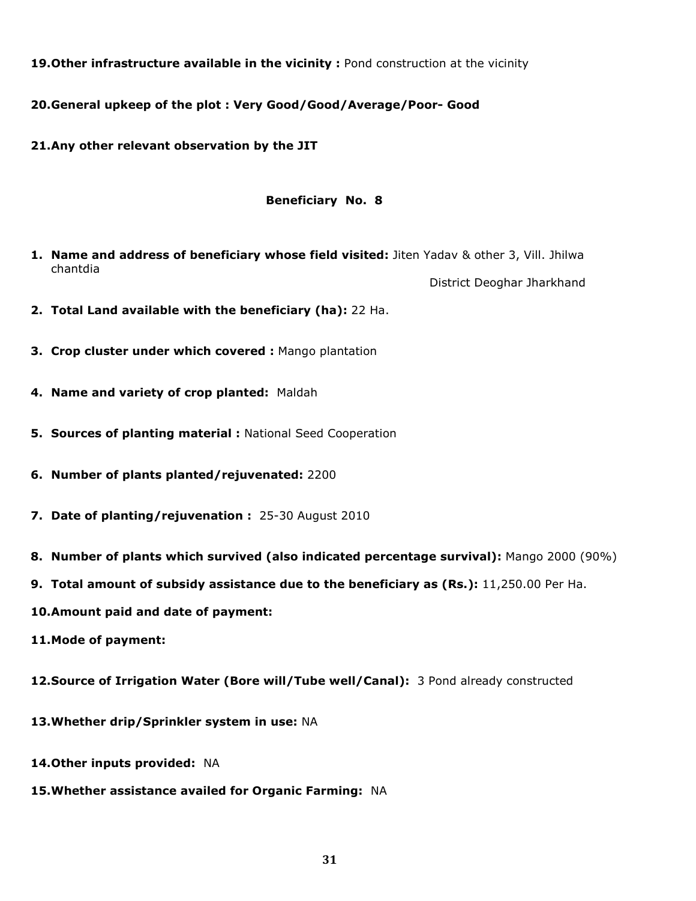**19.Other infrastructure available in the vicinity :** Pond construction at the vicinity

**20.General upkeep of the plot : Very Good/Good/Average/Poor- Good**

**21.Any other relevant observation by the JIT**

**Beneficiary No. 8**

1. **Name and address of beneficiary whose field visited:** Jiten Yadav & other 3, Vill. Jhilwa chantdia

   District Deoghar Jharkhand

2. **Total Land available with the beneficiary (ha):** 22 Ha.

3. **Crop cluster under which covered :** Mango plantation

4. **Name and variety of crop planted:** Maldah

5. **Sources of planting material :** National Seed Cooperation

6. **Number of plants planted/rejuvenated:** 2200

7. **Date of planting/rejuvenation :** 25-30 August 2010

8. **Number of plants which survived (also indicated percentage survival):** Mango 2000 (90%)

9. **Total amount of subsidy assistance due to the beneficiary as (Rs.):** 11,250.00 Per Ha.

**10.Amount paid and date of payment:**

**11.Mode of payment:**

**12.Source of Irrigation Water (Bore will/Tube well/Canal):** 3 Pond already constructed

**13.Whether drip/Sprinkler system in use:** NA

**14.Other inputs provided:** NA

**15.Whether assistance availed for Organic Farming:** NA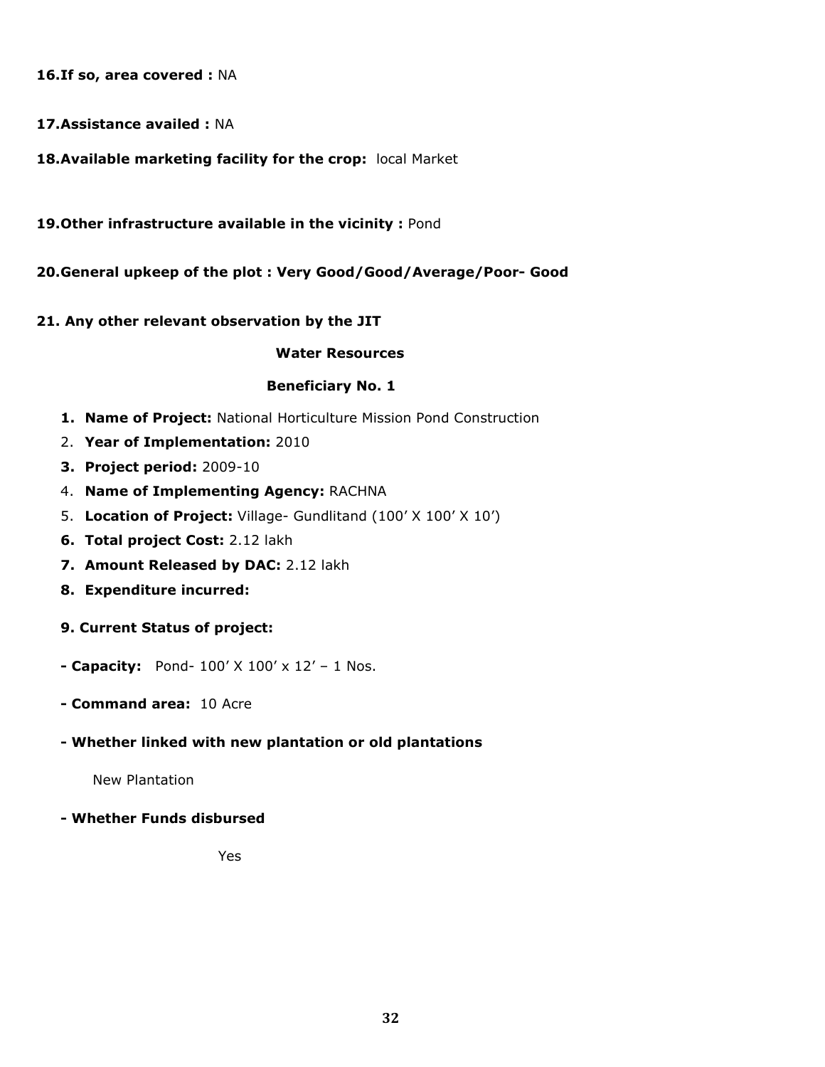**16.If so, area covered :** NA

**17.Assistance availed :** NA

**18.Available marketing facility for the crop:** local Market

**19.Other infrastructure available in the vicinity :** Pond

**20.General upkeep of the plot : Very Good/Good/Average/Poor- Good**

**21. Any other relevant observation by the JIT**

**Water Resources**

**Beneficiary No. 1**

1. **Name of Project:** National Horticulture Mission Pond Construction
2. **Year of Implementation:** 2010
3. **Project period:** 2009-10
4. **Name of Implementing Agency:** RACHNA
5. **Location of Project:** Village- Gundlitand (100' X 100' X 10')
6. **Total project Cost:** 2.12 lakh
7. **Amount Released by DAC:** 2.12 lakh
8. **Expenditure incurred:**

**9. Current Status of project:**

**- Capacity:** Pond- 100' X 100' x 12' – 1 Nos.

**- Command area:** 10 Acre

**- Whether linked with new plantation or old plantations**

New Plantation

**- Whether Funds disbursed**

Yes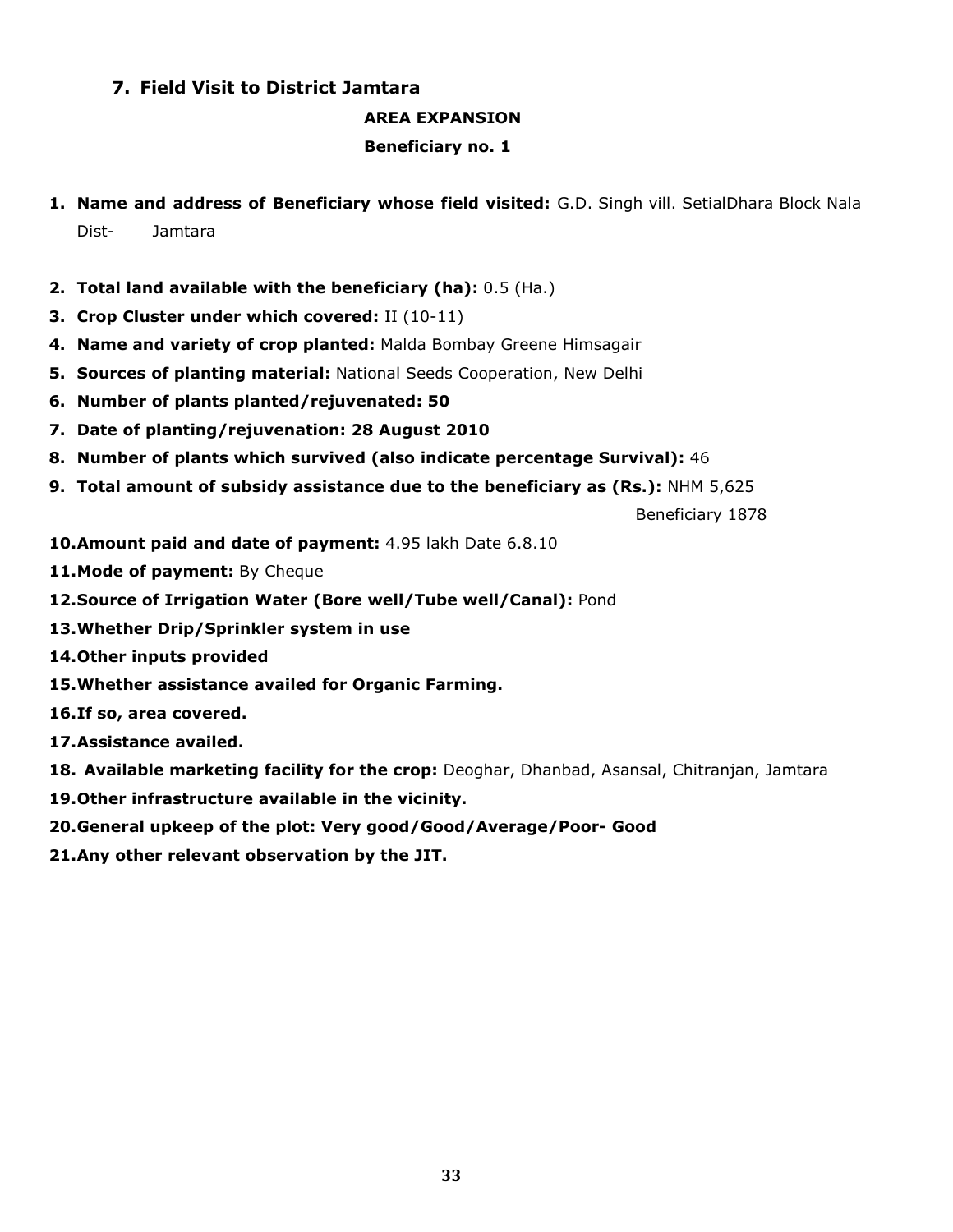## 7. Field Visit to District Jamtara

### AREA EXPANSION

### Beneficiary no. 1

1. **Name and address of Beneficiary whose field visited:** G.D. Singh vill. SetialDhara Block Nala Dist- Jamtara
2. **Total land available with the beneficiary (ha):** 0.5 (Ha.)
3. **Crop Cluster under which covered:** II (10-11)
4. **Name and variety of crop planted:** Malda Bombay Greene Himsagair
5. **Sources of planting material:** National Seeds Cooperation, New Delhi
6. **Number of plants planted/rejuvenated: 50**
7. **Date of planting/rejuvenation: 28 August 2010**
8. **Number of plants which survived (also indicate percentage Survival):** 46
9. **Total amount of subsidy assistance due to the beneficiary as (Rs.):** NHM 5,625
   Beneficiary 1878
10. **Amount paid and date of payment:** 4.95 lakh Date 6.8.10
11. **Mode of payment:** By Cheque
12. **Source of Irrigation Water (Bore well/Tube well/Canal):** Pond
13. **Whether Drip/Sprinkler system in use**
14. **Other inputs provided**
15. **Whether assistance availed for Organic Farming.**
16. **If so, area covered.**
17. **Assistance availed.**
18. **Available marketing facility for the crop:** Deoghar, Dhanbad, Asansal, Chitranjan, Jamtara
19. **Other infrastructure available in the vicinity.**
20. **General upkeep of the plot: Very good/Good/Average/Poor- Good**
21. **Any other relevant observation by the JIT.**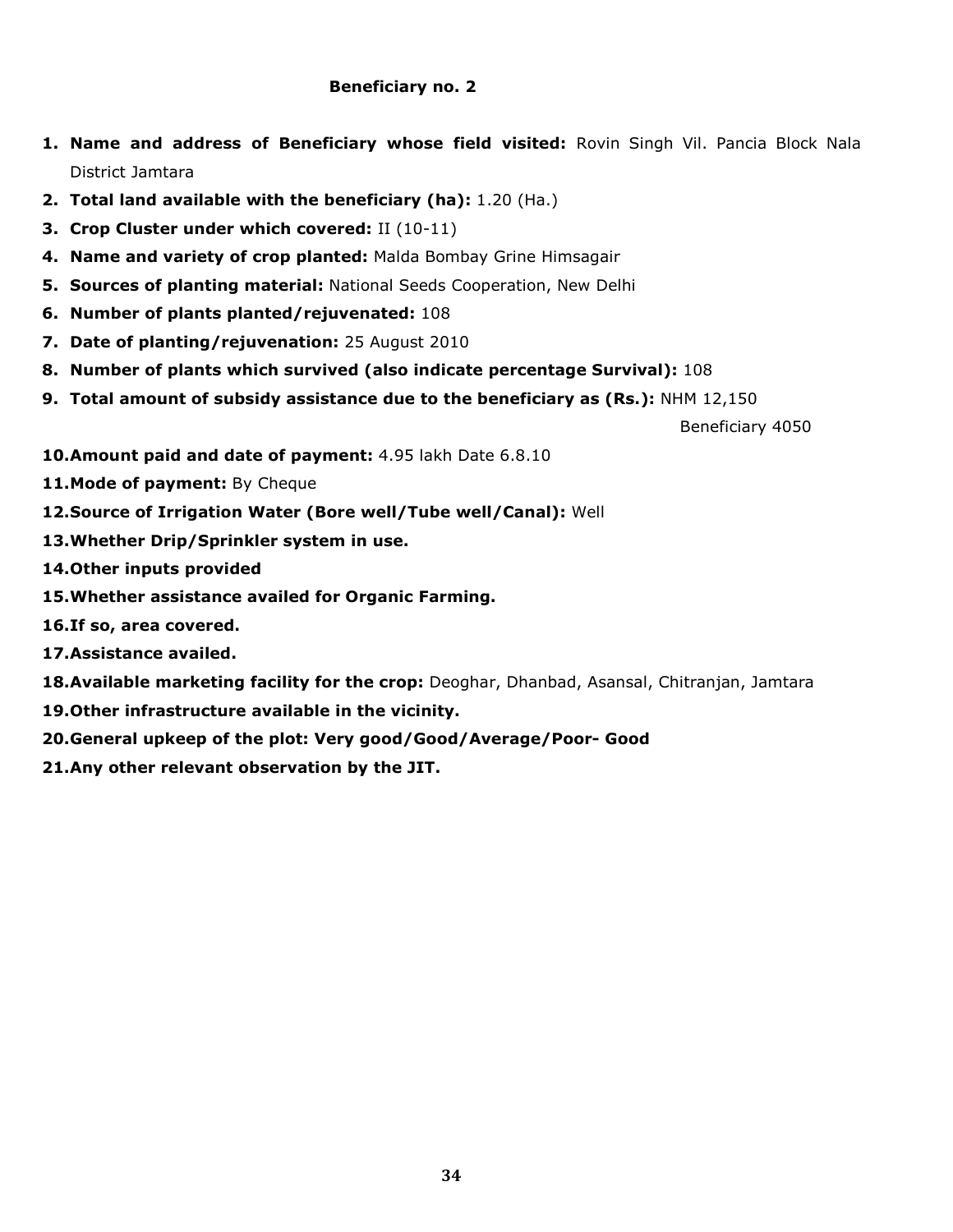**Beneficiary no. 2**

1. **Name and address of Beneficiary whose field visited:** Rovin Singh Vil. Pancia Block Nala District Jamtara
2. **Total land available with the beneficiary (ha):** 1.20 (Ha.)
3. **Crop Cluster under which covered:** II (10-11)
4. **Name and variety of crop planted:** Malda Bombay Grine Himsagair
5. **Sources of planting material:** National Seeds Cooperation, New Delhi
6. **Number of plants planted/rejuvenated:** 108
7. **Date of planting/rejuvenation:** 25 August 2010
8. **Number of plants which survived (also indicate percentage Survival):** 108
9. **Total amount of subsidy assistance due to the beneficiary as (Rs.):** NHM 12,150

   Beneficiary 4050
10. **Amount paid and date of payment:** 4.95 lakh Date 6.8.10
11. **Mode of payment:** By Cheque
12. **Source of Irrigation Water (Bore well/Tube well/Canal):** Well
13. **Whether Drip/Sprinkler system in use.**
14. **Other inputs provided**
15. **Whether assistance availed for Organic Farming.**
16. **If so, area covered.**
17. **Assistance availed.**
18. **Available marketing facility for the crop:** Deoghar, Dhanbad, Asansal, Chitranjan, Jamtara
19. **Other infrastructure available in the vicinity.**
20. **General upkeep of the plot: Very good/Good/Average/Poor- Good**
21. **Any other relevant observation by the JIT.**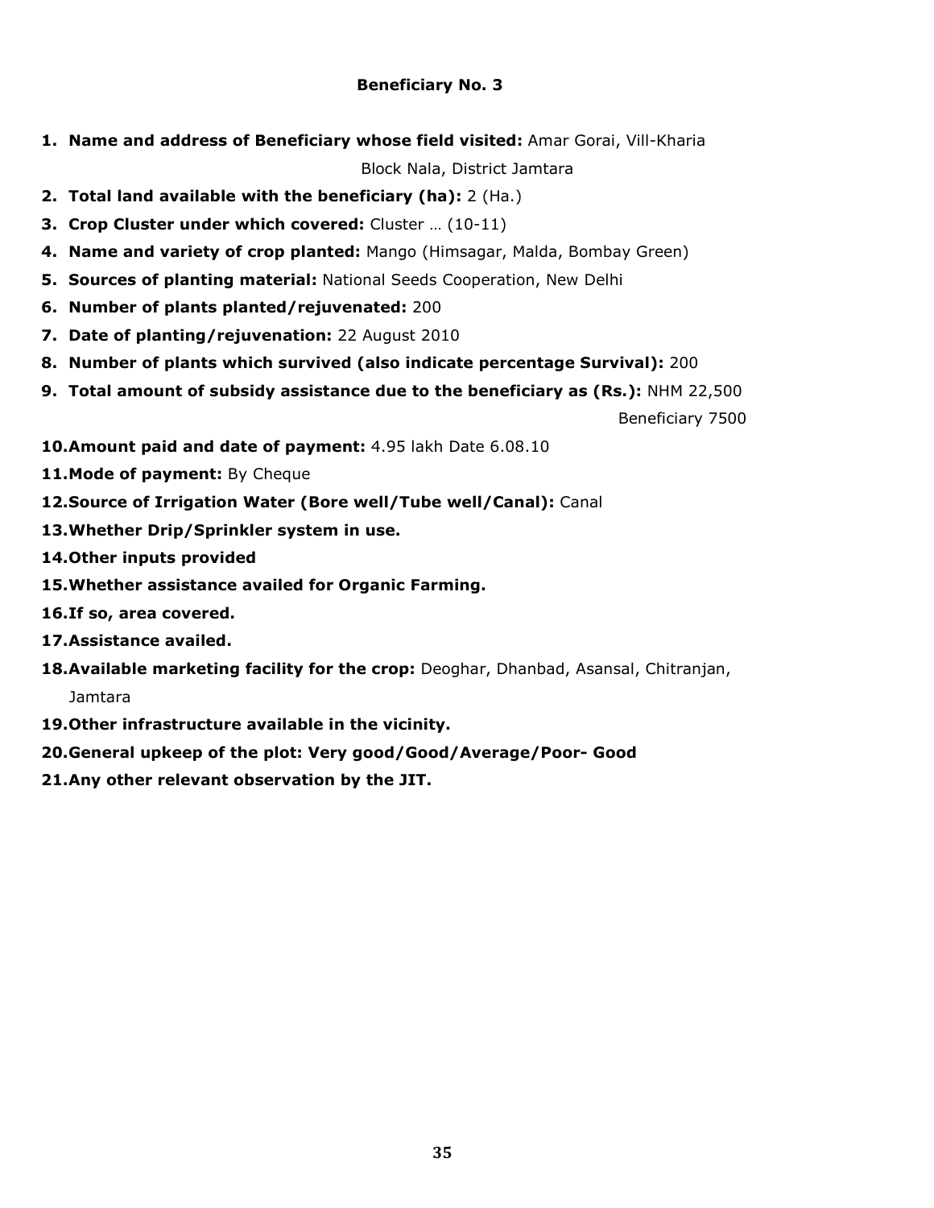**Beneficiary No. 3**

1. **Name and address of Beneficiary whose field visited:** Amar Gorai, Vill-Kharia
   Block Nala, District Jamtara
2. **Total land available with the beneficiary (ha):** 2 (Ha.)
3. **Crop Cluster under which covered:** Cluster … (10-11)
4. **Name and variety of crop planted:** Mango (Himsagar, Malda, Bombay Green)
5. **Sources of planting material:** National Seeds Cooperation, New Delhi
6. **Number of plants planted/rejuvenated:** 200
7. **Date of planting/rejuvenation:** 22 August 2010
8. **Number of plants which survived (also indicate percentage Survival):** 200
9. **Total amount of subsidy assistance due to the beneficiary as (Rs.):** NHM 22,500
   Beneficiary 7500
10. **Amount paid and date of payment:** 4.95 lakh Date 6.08.10
11. **Mode of payment:** By Cheque
12. **Source of Irrigation Water (Bore well/Tube well/Canal):** Canal
13. **Whether Drip/Sprinkler system in use.**
14. **Other inputs provided**
15. **Whether assistance availed for Organic Farming.**
16. **If so, area covered.**
17. **Assistance availed.**
18. **Available marketing facility for the crop:** Deoghar, Dhanbad, Asansal, Chitranjan, Jamtara
19. **Other infrastructure available in the vicinity.**
20. **General upkeep of the plot: Very good/Good/Average/Poor- Good**
21. **Any other relevant observation by the JIT.**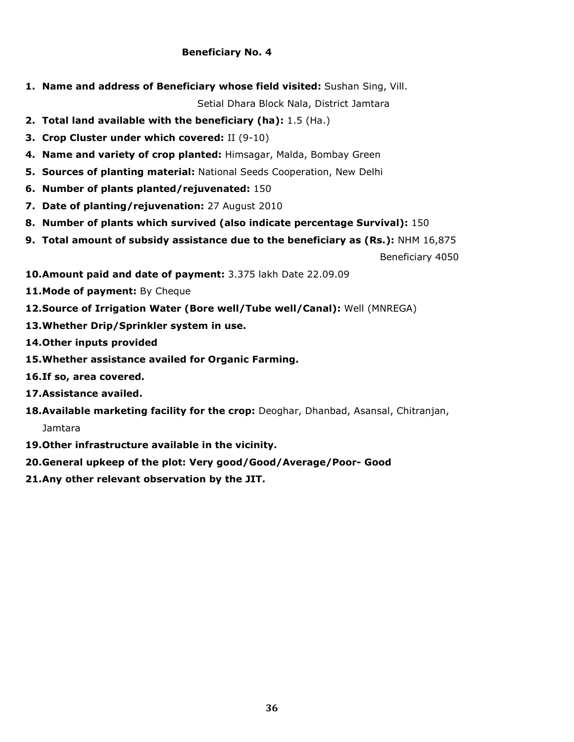**Beneficiary No. 4**

1. **Name and address of Beneficiary whose field visited:** Sushan Sing, Vill. Setial Dhara Block Nala, District Jamtara
2. **Total land available with the beneficiary (ha):** 1.5 (Ha.)
3. **Crop Cluster under which covered:** II (9-10)
4. **Name and variety of crop planted:** Himsagar, Malda, Bombay Green
5. **Sources of planting material:** National Seeds Cooperation, New Delhi
6. **Number of plants planted/rejuvenated:** 150
7. **Date of planting/rejuvenation:** 27 August 2010
8. **Number of plants which survived (also indicate percentage Survival):** 150
9. **Total amount of subsidy assistance due to the beneficiary as (Rs.):** NHM 16,875
   Beneficiary 4050
10. **Amount paid and date of payment:** 3.375 lakh Date 22.09.09
11. **Mode of payment:** By Cheque
12. **Source of Irrigation Water (Bore well/Tube well/Canal):** Well (MNREGA)
13. **Whether Drip/Sprinkler system in use.**
14. **Other inputs provided**
15. **Whether assistance availed for Organic Farming.**
16. **If so, area covered.**
17. **Assistance availed.**
18. **Available marketing facility for the crop:** Deoghar, Dhanbad, Asansal, Chitranjan, Jamtara
19. **Other infrastructure available in the vicinity.**
20. **General upkeep of the plot: Very good/Good/Average/Poor- Good**
21. **Any other relevant observation by the JIT.**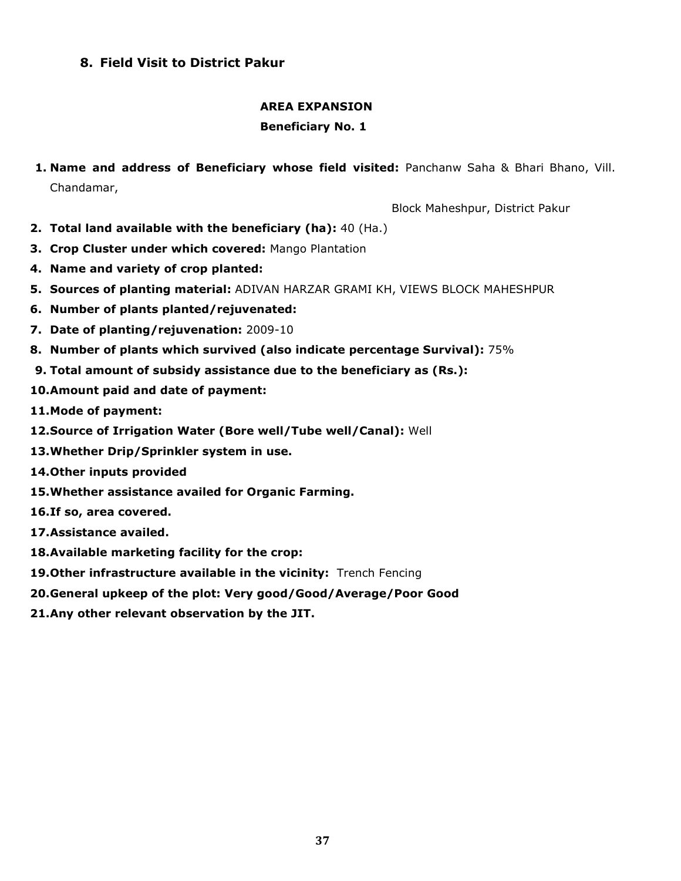## 8. Field Visit to District Pakur

### AREA EXPANSION

### Beneficiary No. 1

1. **Name and address of Beneficiary whose field visited:** Panchanw Saha & Bhari Bhano, Vill. Chandamar,

   Block Maheshpur, District Pakur
2. **Total land available with the beneficiary (ha):** 40 (Ha.)
3. **Crop Cluster under which covered:** Mango Plantation
4. **Name and variety of crop planted:**
5. **Sources of planting material:** ADIVAN HARZAR GRAMI KH, VIEWS BLOCK MAHESHPUR
6. **Number of plants planted/rejuvenated:**
7. **Date of planting/rejuvenation:** 2009-10
8. **Number of plants which survived (also indicate percentage Survival):** 75%
9. **Total amount of subsidy assistance due to the beneficiary as (Rs.):**
10. **Amount paid and date of payment:**
11. **Mode of payment:**
12. **Source of Irrigation Water (Bore well/Tube well/Canal):** Well
13. **Whether Drip/Sprinkler system in use.**
14. **Other inputs provided**
15. **Whether assistance availed for Organic Farming.**
16. **If so, area covered.**
17. **Assistance availed.**
18. **Available marketing facility for the crop:**
19. **Other infrastructure available in the vicinity:** Trench Fencing
20. **General upkeep of the plot: Very good/Good/Average/Poor Good**
21. **Any other relevant observation by the JIT.**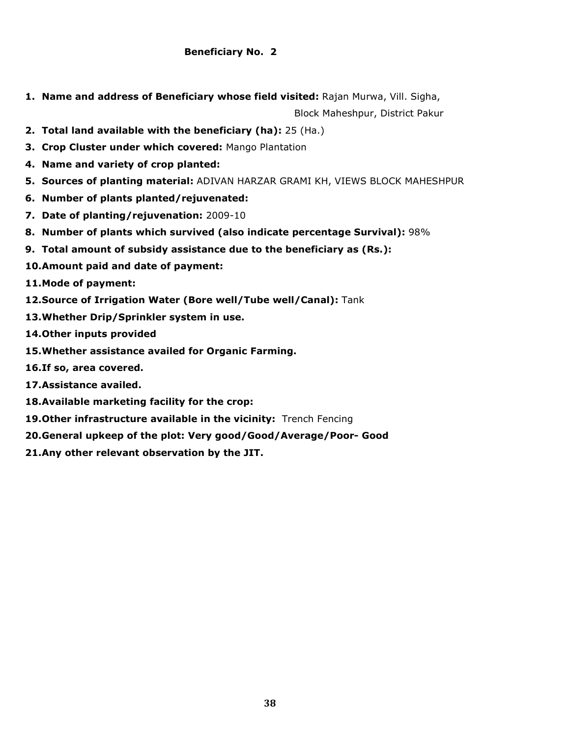**Beneficiary No. 2**

1. **Name and address of Beneficiary whose field visited:** Rajan Murwa, Vill. Sigha, Block Maheshpur, District Pakur
2. **Total land available with the beneficiary (ha):** 25 (Ha.)
3. **Crop Cluster under which covered:** Mango Plantation
4. **Name and variety of crop planted:**
5. **Sources of planting material:** ADIVAN HARZAR GRAMI KH, VIEWS BLOCK MAHESHPUR
6. **Number of plants planted/rejuvenated:**
7. **Date of planting/rejuvenation:** 2009-10
8. **Number of plants which survived (also indicate percentage Survival):** 98%
9. **Total amount of subsidy assistance due to the beneficiary as (Rs.):**
10. **Amount paid and date of payment:**
11. **Mode of payment:**
12. **Source of Irrigation Water (Bore well/Tube well/Canal):** Tank
13. **Whether Drip/Sprinkler system in use.**
14. **Other inputs provided**
15. **Whether assistance availed for Organic Farming.**
16. **If so, area covered.**
17. **Assistance availed.**
18. **Available marketing facility for the crop:**
19. **Other infrastructure available in the vicinity:** Trench Fencing
20. **General upkeep of the plot: Very good/Good/Average/Poor- Good**
21. **Any other relevant observation by the JIT.**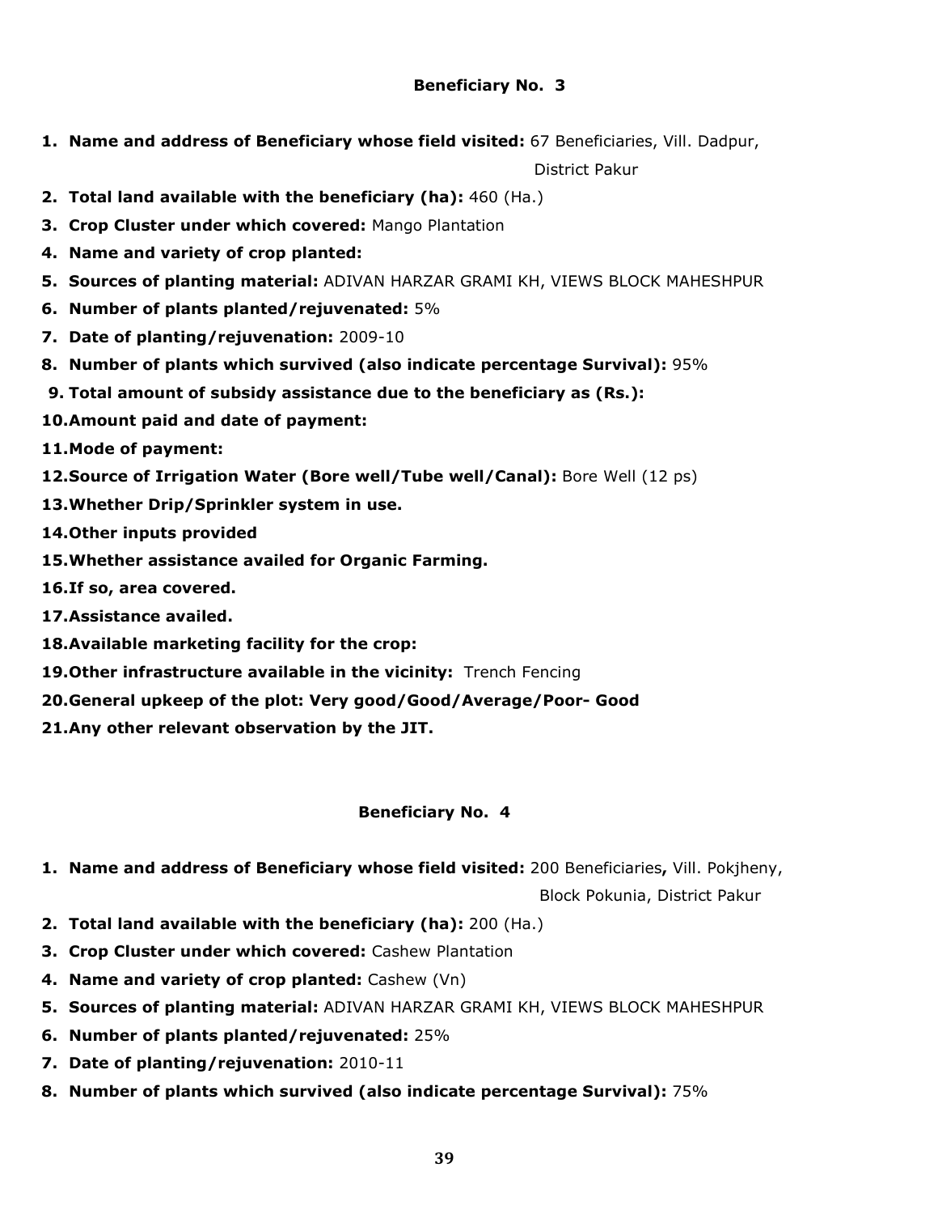**Beneficiary No. 3**

1. **Name and address of Beneficiary whose field visited:** 67 Beneficiaries, Vill. Dadpur, District Pakur
2. **Total land available with the beneficiary (ha):** 460 (Ha.)
3. **Crop Cluster under which covered:** Mango Plantation
4. **Name and variety of crop planted:**
5. **Sources of planting material:** ADIVAN HARZAR GRAMI KH, VIEWS BLOCK MAHESHPUR
6. **Number of plants planted/rejuvenated:** 5%
7. **Date of planting/rejuvenation:** 2009-10
8. **Number of plants which survived (also indicate percentage Survival):** 95%
9. **Total amount of subsidy assistance due to the beneficiary as (Rs.):**
10. **Amount paid and date of payment:**
11. **Mode of payment:**
12. **Source of Irrigation Water (Bore well/Tube well/Canal):** Bore Well (12 ps)
13. **Whether Drip/Sprinkler system in use.**
14. **Other inputs provided**
15. **Whether assistance availed for Organic Farming.**
16. **If so, area covered.**
17. **Assistance availed.**
18. **Available marketing facility for the crop:**
19. **Other infrastructure available in the vicinity:** Trench Fencing
20. **General upkeep of the plot: Very good/Good/Average/Poor- Good**
21. **Any other relevant observation by the JIT.**

**Beneficiary No. 4**

1. **Name and address of Beneficiary whose field visited:** 200 Beneficiaries**,** Vill. Pokjheny, Block Pokunia, District Pakur
2. **Total land available with the beneficiary (ha):** 200 (Ha.)
3. **Crop Cluster under which covered:** Cashew Plantation
4. **Name and variety of crop planted:** Cashew (Vn)
5. **Sources of planting material:** ADIVAN HARZAR GRAMI KH, VIEWS BLOCK MAHESHPUR
6. **Number of plants planted/rejuvenated:** 25%
7. **Date of planting/rejuvenation:** 2010-11
8. **Number of plants which survived (also indicate percentage Survival):** 75%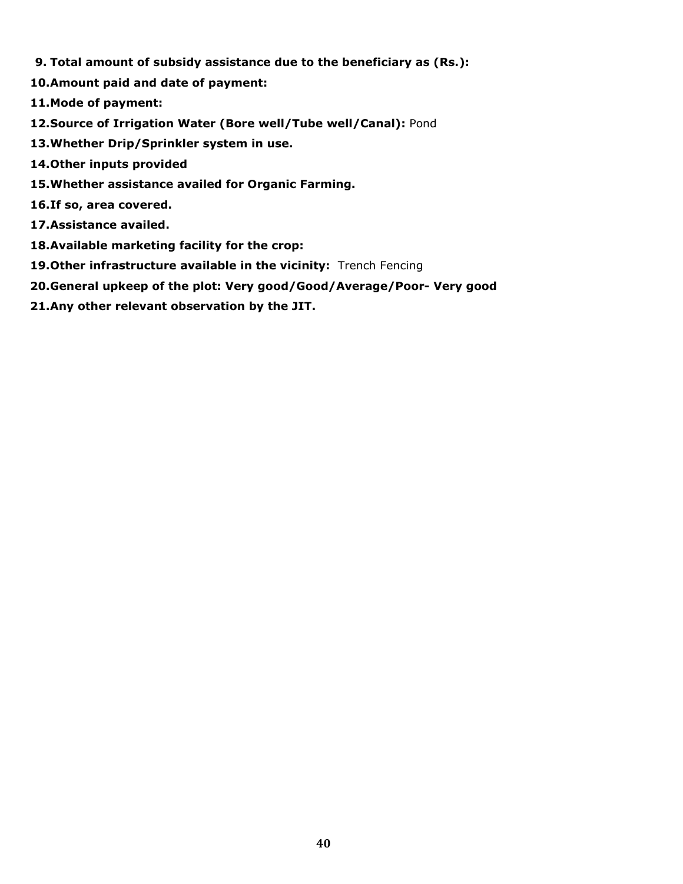9. **Total amount of subsidy assistance due to the beneficiary as (Rs.):**
10. **Amount paid and date of payment:**
11. **Mode of payment:**
12. **Source of Irrigation Water (Bore well/Tube well/Canal):** Pond
13. **Whether Drip/Sprinkler system in use.**
14. **Other inputs provided**
15. **Whether assistance availed for Organic Farming.**
16. **If so, area covered.**
17. **Assistance availed.**
18. **Available marketing facility for the crop:**
19. **Other infrastructure available in the vicinity:** Trench Fencing
20. **General upkeep of the plot: Very good/Good/Average/Poor- Very good**
21. **Any other relevant observation by the JIT.**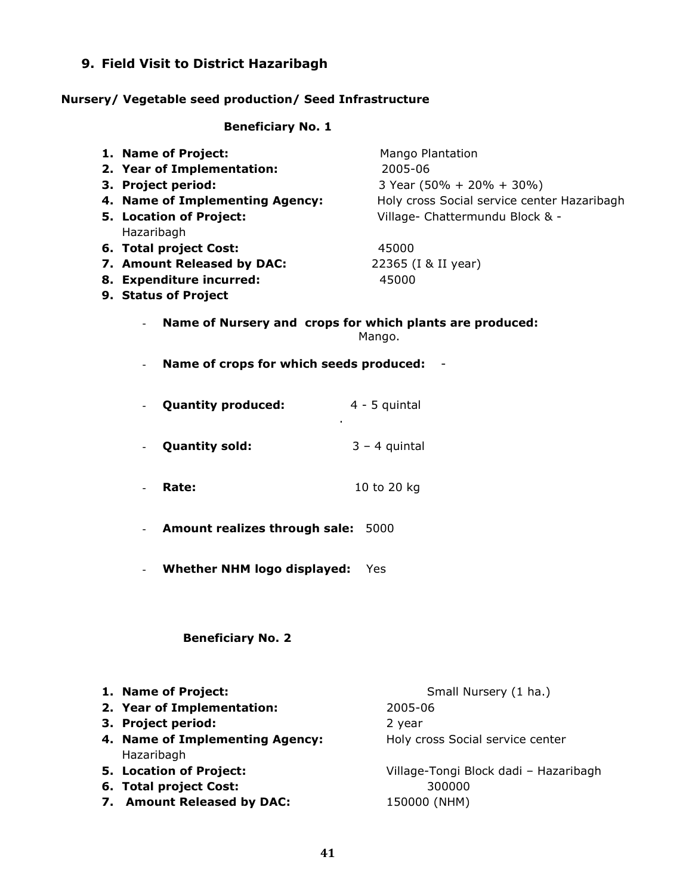## 9. Field Visit to District Hazaribagh

### Nursery/ Vegetable seed production/ Seed Infrastructure

**Beneficiary No. 1**

1. **Name of Project:** Mango Plantation
2. **Year of Implementation:** 2005-06
3. **Project period:** 3 Year (50% + 20% + 30%)
4. **Name of Implementing Agency:** Holy cross Social service center Hazaribagh
5. **Location of Project:** Village- Chattermundu Block & - Hazaribagh
6. **Total project Cost:** 45000
7. **Amount Released by DAC:** 22365 (I & II year)
8. **Expenditure incurred:** 45000
9. **Status of Project**

- **Name of Nursery and crops for which plants are produced:** Mango.
- **Name of crops for which seeds produced:** -
- **Quantity produced:** 4 - 5 quintal
- **Quantity sold:** 3 – 4 quintal
- **Rate:** 10 to 20 kg
- **Amount realizes through sale:** 5000
- **Whether NHM logo displayed:** Yes

**Beneficiary No. 2**

1. **Name of Project:** Small Nursery (1 ha.)
2. **Year of Implementation:** 2005-06
3. **Project period:** 2 year
4. **Name of Implementing Agency:** Holy cross Social service center Hazaribagh
5. **Location of Project:** Village-Tongi Block dadi – Hazaribagh
6. **Total project Cost:** 300000
7. **Amount Released by DAC:** 150000 (NHM)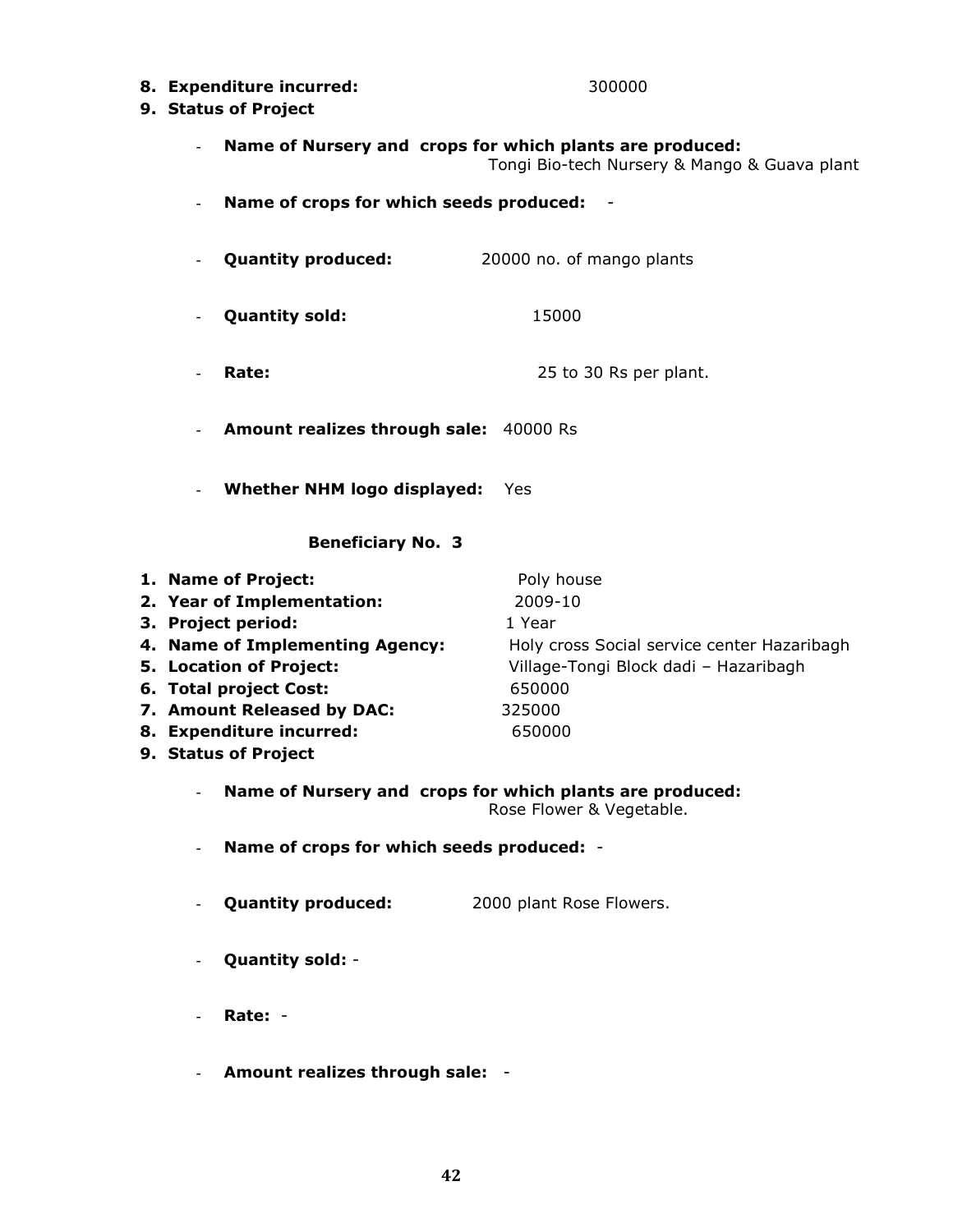8. **Expenditure incurred:** 300000
9. **Status of Project**

   - **Name of Nursery and crops for which plants are produced:** Tongi Bio-tech Nursery & Mango & Guava plant
   - **Name of crops for which seeds produced:** -
   - **Quantity produced:** 20000 no. of mango plants
   - **Quantity sold:** 15000
   - **Rate:** 25 to 30 Rs per plant.
   - **Amount realizes through sale:** 40000 Rs
   - **Whether NHM logo displayed:** Yes

**Beneficiary No. 3**

1. **Name of Project:** Poly house
2. **Year of Implementation:** 2009-10
3. **Project period:** 1 Year
4. **Name of Implementing Agency:** Holy cross Social service center Hazaribagh
5. **Location of Project:** Village-Tongi Block dadi – Hazaribagh
6. **Total project Cost:** 650000
7. **Amount Released by DAC:** 325000
8. **Expenditure incurred:** 650000
9. **Status of Project**

   - **Name of Nursery and crops for which plants are produced:** Rose Flower & Vegetable.
   - **Name of crops for which seeds produced:** -
   - **Quantity produced:** 2000 plant Rose Flowers.
   - **Quantity sold:** -
   - **Rate:** -
   - **Amount realizes through sale:** -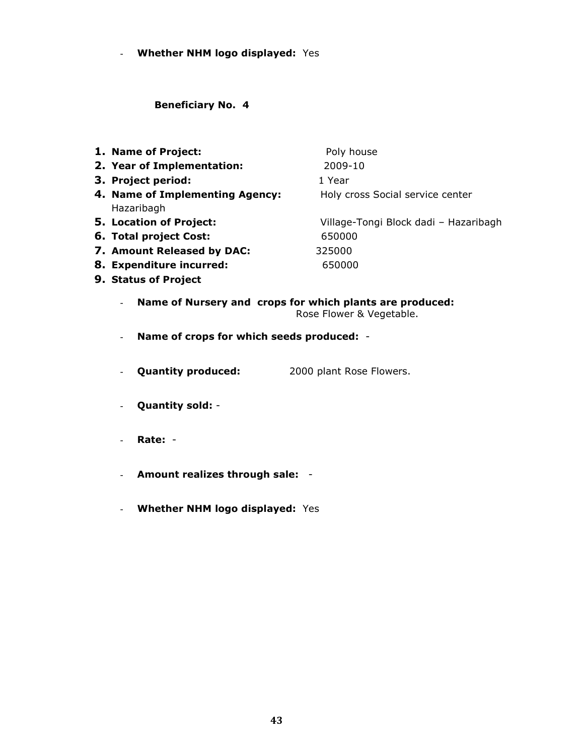- **Whether NHM logo displayed:** Yes

**Beneficiary No. 4**

1. **Name of Project:** Poly house
2. **Year of Implementation:** 2009-10
3. **Project period:** 1 Year
4. **Name of Implementing Agency:** Holy cross Social service center Hazaribagh
5. **Location of Project:** Village-Tongi Block dadi – Hazaribagh
6. **Total project Cost:** 650000
7. **Amount Released by DAC:** 325000
8. **Expenditure incurred:** 650000
9. **Status of Project**

   - **Name of Nursery and crops for which plants are produced:** Rose Flower & Vegetable.
   - **Name of crops for which seeds produced:** -
   - **Quantity produced:** 2000 plant Rose Flowers.
   - **Quantity sold:** -
   - **Rate:** -
   - **Amount realizes through sale:** -
   - **Whether NHM logo displayed:** Yes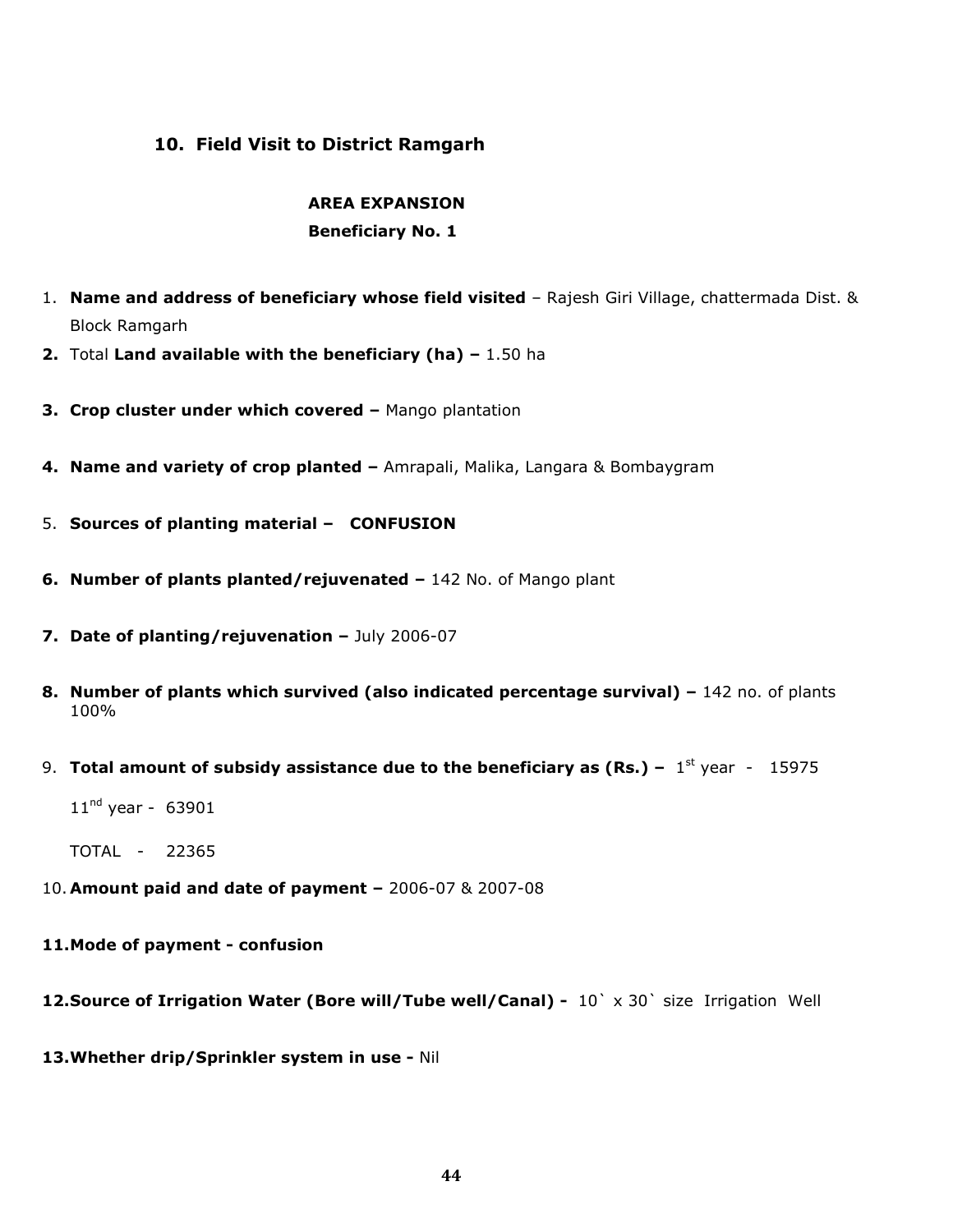## 10. Field Visit to District Ramgarh

**AREA EXPANSION**

**Beneficiary No. 1**

1. **Name and address of beneficiary whose field visited** – Rajesh Giri Village, chattermada Dist. & Block Ramgarh
2. Total **Land available with the beneficiary (ha) –** 1.50 ha
3. **Crop cluster under which covered –** Mango plantation
4. **Name and variety of crop planted –** Amrapali, Malika, Langara & Bombaygram
5. **Sources of planting material – CONFUSION**
6. **Number of plants planted/rejuvenated –** 142 No. of Mango plant
7. **Date of planting/rejuvenation –** July 2006-07
8. **Number of plants which survived (also indicated percentage survival) –** 142 no. of plants 100%
9. **Total amount of subsidy assistance due to the beneficiary as (Rs.) –** 1st year - 15975

   11nd year - 63901

   TOTAL - 22365
10. **Amount paid and date of payment –** 2006-07 & 2007-08
11. **Mode of payment - confusion**
12. **Source of Irrigation Water (Bore will/Tube well/Canal) -** 10` x 30` size Irrigation Well
13. **Whether drip/Sprinkler system in use -** Nil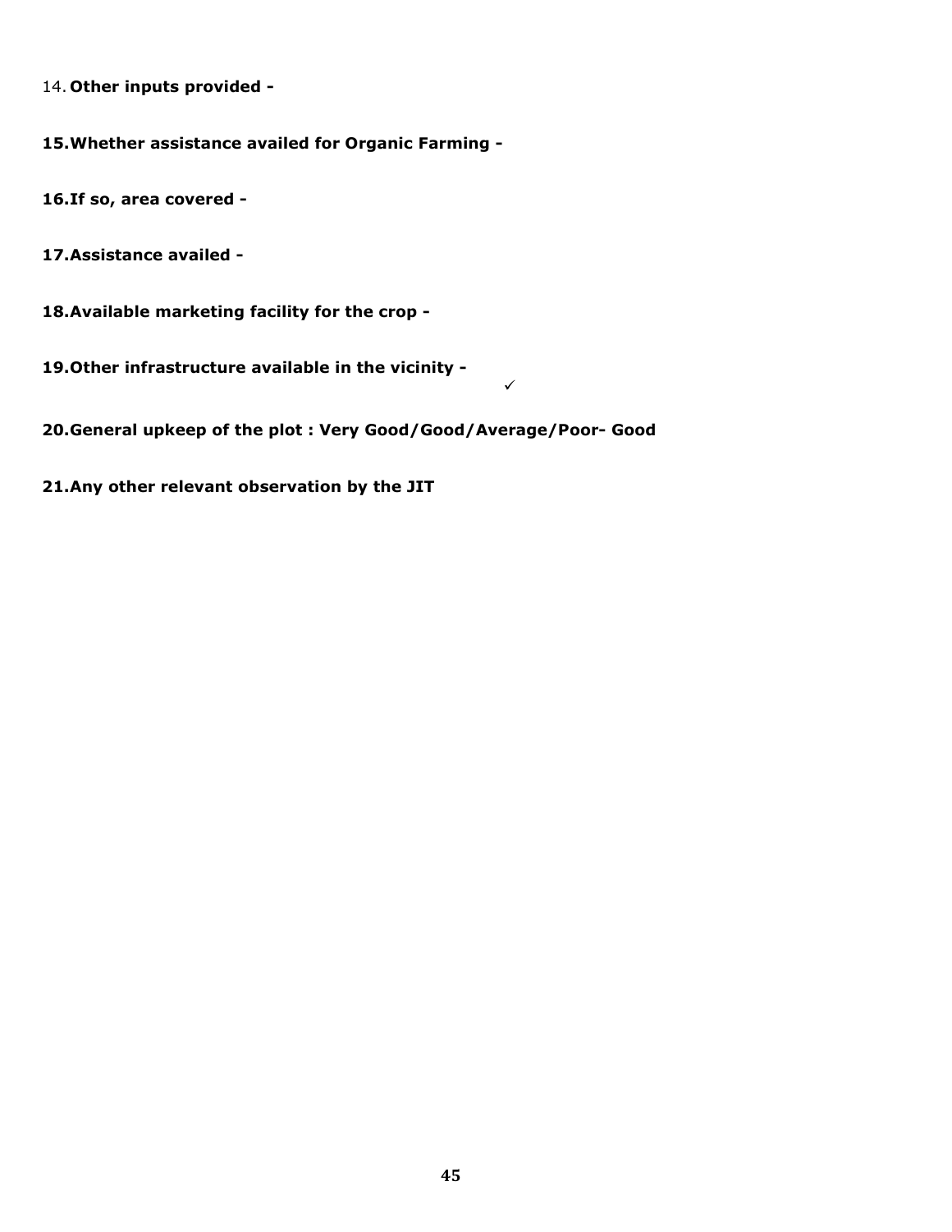14. **Other inputs provided -**

**15.Whether assistance availed for Organic Farming -**

**16.If so, area covered -**

**17.Assistance availed -**

**18.Available marketing facility for the crop -**

**19.Other infrastructure available in the vicinity -**

✓

**20.General upkeep of the plot : Very Good/Good/Average/Poor- Good**

**21.Any other relevant observation by the JIT**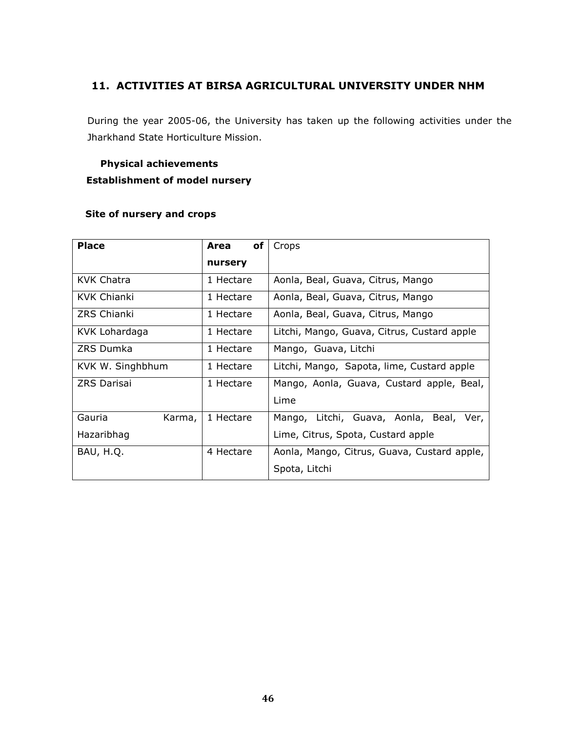## 11. ACTIVITIES AT BIRSA AGRICULTURAL UNIVERSITY UNDER NHM

During the year 2005-06, the University has taken up the following activities under the Jharkhand State Horticulture Mission.

**Physical achievements**

**Establishment of model nursery**

**Site of nursery and crops**

| Place | Area of nursery | Crops |
|---|---|---|
| KVK Chatra | 1 Hectare | Aonla, Beal, Guava, Citrus, Mango |
| KVK Chianki | 1 Hectare | Aonla, Beal, Guava, Citrus, Mango |
| ZRS Chianki | 1 Hectare | Aonla, Beal, Guava, Citrus, Mango |
| KVK Lohardaga | 1 Hectare | Litchi, Mango, Guava, Citrus, Custard apple |
| ZRS Dumka | 1 Hectare | Mango, Guava, Litchi |
| KVK W. Singhbhum | 1 Hectare | Litchi, Mango, Sapota, lime, Custard apple |
| ZRS Darisai | 1 Hectare | Mango, Aonla, Guava, Custard apple, Beal, Lime |
| Gauria Karma, Hazaribhag | 1 Hectare | Mango, Litchi, Guava, Aonla, Beal, Ver, Lime, Citrus, Spota, Custard apple |
| BAU, H.Q. | 4 Hectare | Aonla, Mango, Citrus, Guava, Custard apple, Spota, Litchi |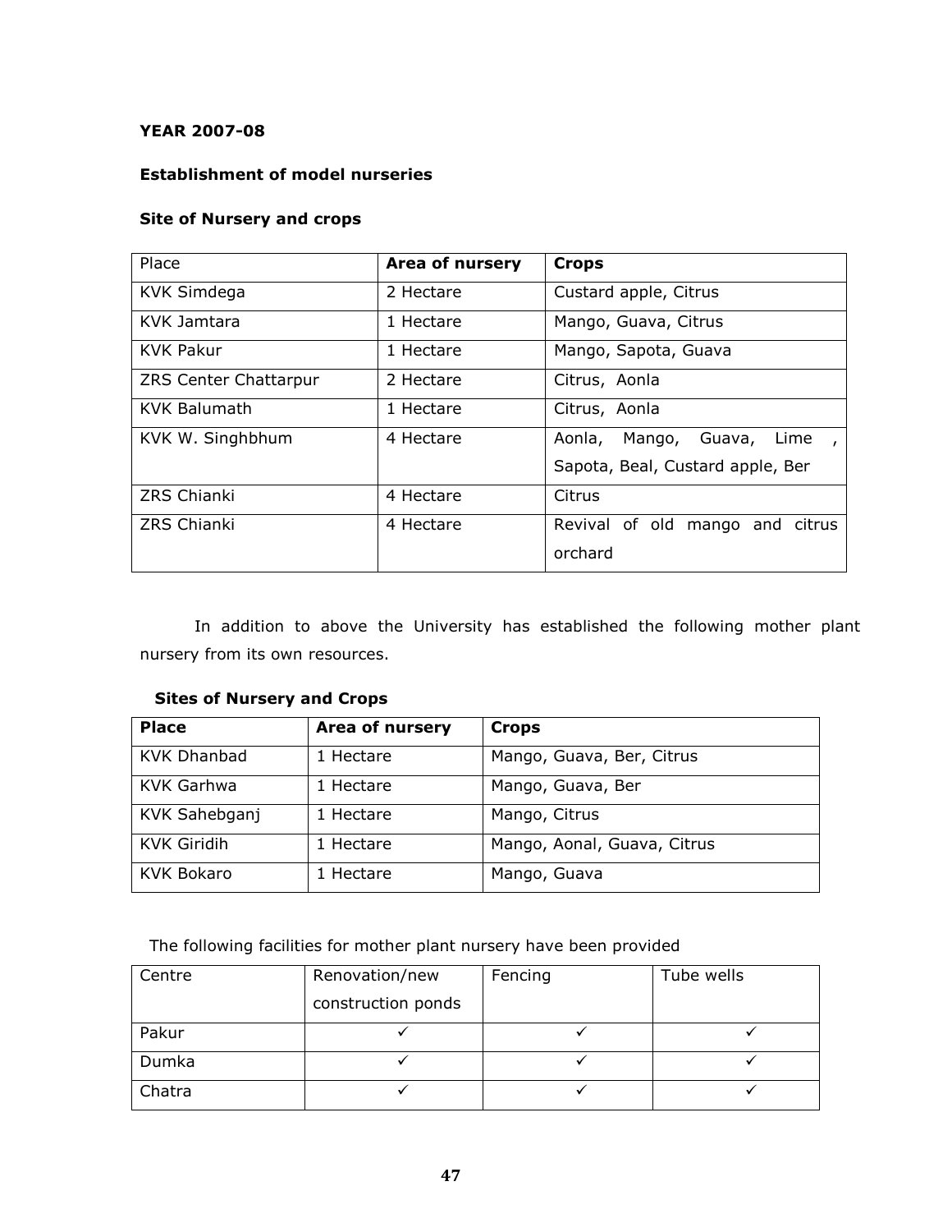**YEAR 2007-08**

**Establishment of model nurseries**

**Site of Nursery and crops**

| Place | **Area of nursery** | **Crops** |
|---|---|---|
| KVK Simdega | 2 Hectare | Custard apple, Citrus |
| KVK Jamtara | 1 Hectare | Mango, Guava, Citrus |
| KVK Pakur | 1 Hectare | Mango, Sapota, Guava |
| ZRS Center Chattarpur | 2 Hectare | Citrus, Aonla |
| KVK Balumath | 1 Hectare | Citrus, Aonla |
| KVK W. Singhbhum | 4 Hectare | Aonla, Mango, Guava, Lime , Sapota, Beal, Custard apple, Ber |
| ZRS Chianki | 4 Hectare | Citrus |
| ZRS Chianki | 4 Hectare | Revival of old mango and citrus orchard |

In addition to above the University has established the following mother plant nursery from its own resources.

**Sites of Nursery and Crops**

| **Place** | **Area of nursery** | **Crops** |
|---|---|---|
| KVK Dhanbad | 1 Hectare | Mango, Guava, Ber, Citrus |
| KVK Garhwa | 1 Hectare | Mango, Guava, Ber |
| KVK Sahebganj | 1 Hectare | Mango, Citrus |
| KVK Giridih | 1 Hectare | Mango, Aonal, Guava, Citrus |
| KVK Bokaro | 1 Hectare | Mango, Guava |

The following facilities for mother plant nursery have been provided

| Centre | Renovation/new construction ponds | Fencing | Tube wells |
|---|---|---|---|
| Pakur | ✓ | ✓ | ✓ |
| Dumka | ✓ | ✓ | ✓ |
| Chatra | ✓ | ✓ | ✓ |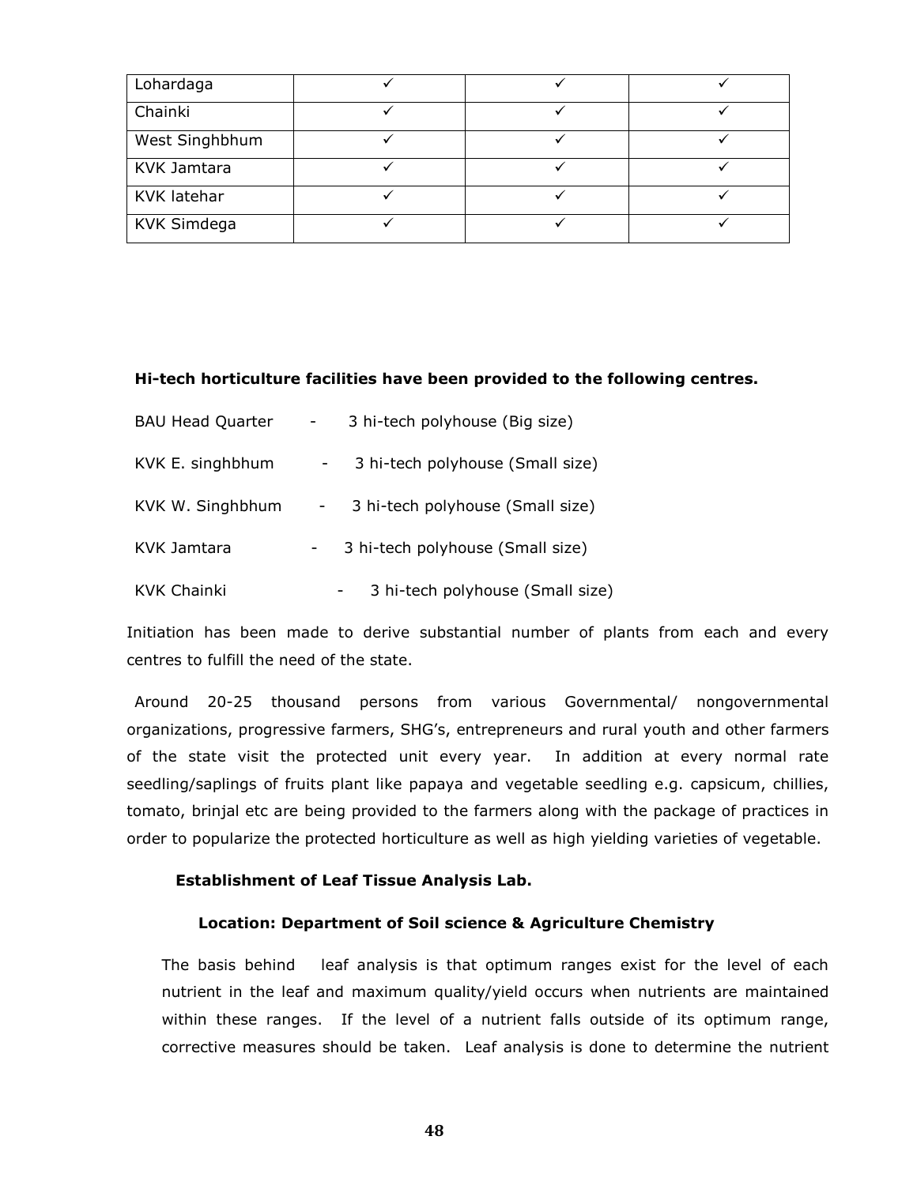| | | | |
|---|---|---|---|
| Lohardaga | ✓ | ✓ | ✓ |
| Chainki | ✓ | ✓ | ✓ |
| West Singhbhum | ✓ | ✓ | ✓ |
| KVK Jamtara | ✓ | ✓ | ✓ |
| KVK latehar | ✓ | ✓ | ✓ |
| KVK Simdega | ✓ | ✓ | ✓ |

**Hi-tech horticulture facilities have been provided to the following centres.**

BAU Head Quarter - 3 hi-tech polyhouse (Big size)

KVK E. singhbhum - 3 hi-tech polyhouse (Small size)

KVK W. Singhbhum - 3 hi-tech polyhouse (Small size)

KVK Jamtara - 3 hi-tech polyhouse (Small size)

KVK Chainki - 3 hi-tech polyhouse (Small size)

Initiation has been made to derive substantial number of plants from each and every centres to fulfill the need of the state.

Around 20-25 thousand persons from various Governmental/ nongovernmental organizations, progressive farmers, SHG's, entrepreneurs and rural youth and other farmers of the state visit the protected unit every year. In addition at every normal rate seedling/saplings of fruits plant like papaya and vegetable seedling e.g. capsicum, chillies, tomato, brinjal etc are being provided to the farmers along with the package of practices in order to popularize the protected horticulture as well as high yielding varieties of vegetable.

**Establishment of Leaf Tissue Analysis Lab.**

**Location: Department of Soil science & Agriculture Chemistry**

The basis behind leaf analysis is that optimum ranges exist for the level of each nutrient in the leaf and maximum quality/yield occurs when nutrients are maintained within these ranges. If the level of a nutrient falls outside of its optimum range, corrective measures should be taken. Leaf analysis is done to determine the nutrient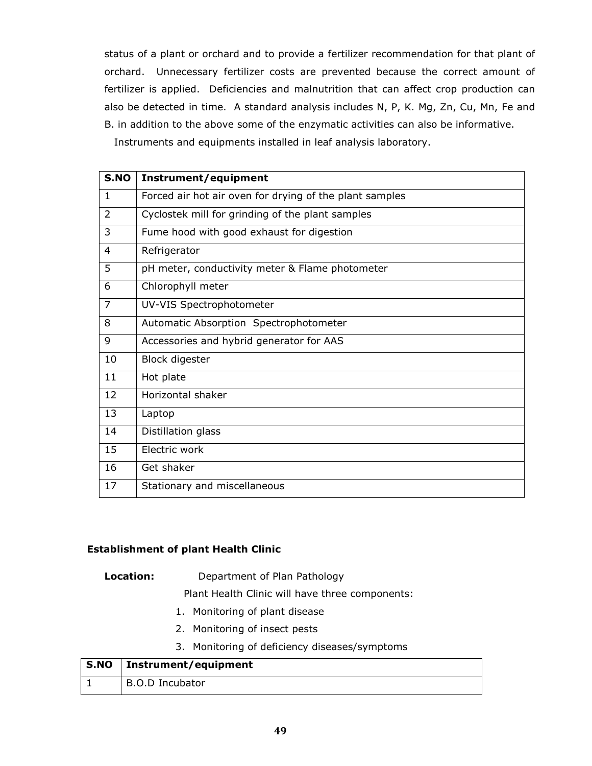status of a plant or orchard and to provide a fertilizer recommendation for that plant of orchard. Unnecessary fertilizer costs are prevented because the correct amount of fertilizer is applied. Deficiencies and malnutrition that can affect crop production can also be detected in time. A standard analysis includes N, P, K. Mg, Zn, Cu, Mn, Fe and B. in addition to the above some of the enzymatic activities can also be informative.

Instruments and equipments installed in leaf analysis laboratory.

| S.NO | Instrument/equipment |
|---|---|
| 1 | Forced air hot air oven for drying of the plant samples |
| 2 | Cyclostek mill for grinding of the plant samples |
| 3 | Fume hood with good exhaust for digestion |
| 4 | Refrigerator |
| 5 | pH meter, conductivity meter & Flame photometer |
| 6 | Chlorophyll meter |
| 7 | UV-VIS Spectrophotometer |
| 8 | Automatic Absorption Spectrophotometer |
| 9 | Accessories and hybrid generator for AAS |
| 10 | Block digester |
| 11 | Hot plate |
| 12 | Horizontal shaker |
| 13 | Laptop |
| 14 | Distillation glass |
| 15 | Electric work |
| 16 | Get shaker |
| 17 | Stationary and miscellaneous |

**Establishment of plant Health Clinic**

**Location:** Department of Plan Pathology

Plant Health Clinic will have three components:

1. Monitoring of plant disease
2. Monitoring of insect pests
3. Monitoring of deficiency diseases/symptoms

| S.NO | Instrument/equipment |
|---|---|
| 1 | B.O.D Incubator |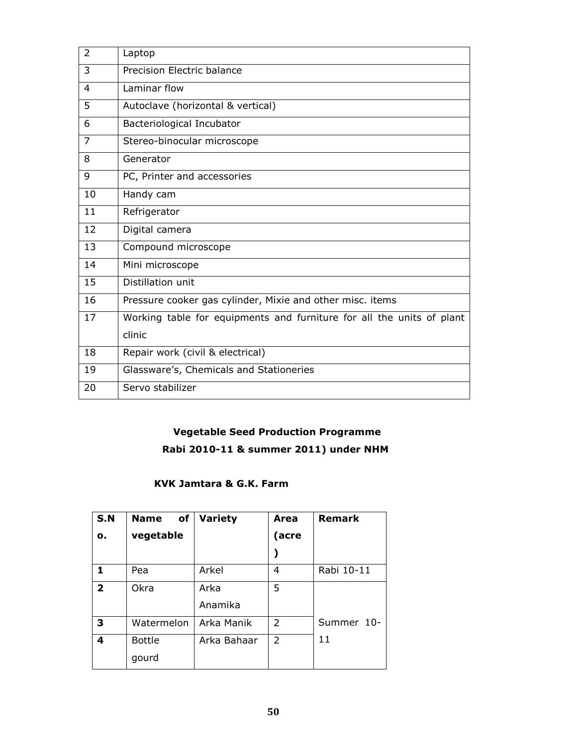| | |
|---|---|
| 2 | Laptop |
| 3 | Precision Electric balance |
| 4 | Laminar flow |
| 5 | Autoclave (horizontal & vertical) |
| 6 | Bacteriological Incubator |
| 7 | Stereo-binocular microscope |
| 8 | Generator |
| 9 | PC, Printer and accessories |
| 10 | Handy cam |
| 11 | Refrigerator |
| 12 | Digital camera |
| 13 | Compound microscope |
| 14 | Mini microscope |
| 15 | Distillation unit |
| 16 | Pressure cooker gas cylinder, Mixie and other misc. items |
| 17 | Working table for equipments and furniture for all the units of plant clinic |
| 18 | Repair work (civil & electrical) |
| 19 | Glassware's, Chemicals and Stationeries |
| 20 | Servo stabilizer |

**Vegetable Seed Production Programme**

**Rabi 2010-11 & summer 2011) under NHM**

**KVK Jamtara & G.K. Farm**

| S.No. | Name of vegetable | Variety | Area (acre) | Remark |
|---|---|---|---|---|
| **1** | Pea | Arkel | 4 | Rabi 10-11 |
| **2** | Okra | Arka Anamika | 5 | Summer 10-11 |
| **3** | Watermelon | Arka Manik | 2 | |
| **4** | Bottle gourd | Arka Bahaar | 2 | |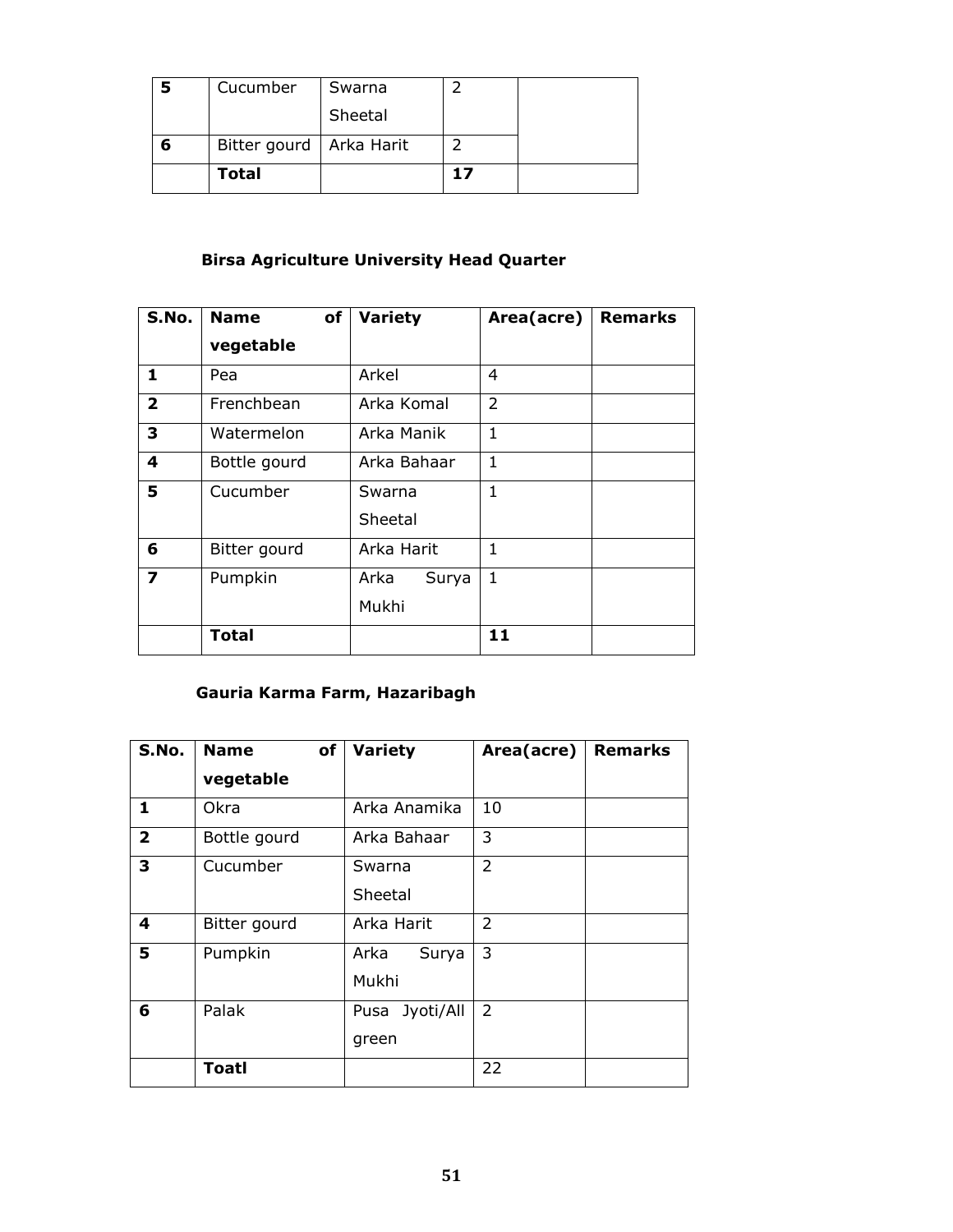| | | | | |
|---|---|---|---|---|
| **5** | Cucumber | Swarna Sheetal | 2 | |
| **6** | Bitter gourd | Arka Harit | 2 | |
| | **Total** | | **17** | |

### Birsa Agriculture University Head Quarter

| S.No. | Name of vegetable | Variety | Area(acre) | Remarks |
|---|---|---|---|---|
| **1** | Pea | Arkel | 4 | |
| **2** | Frenchbean | Arka Komal | 2 | |
| **3** | Watermelon | Arka Manik | 1 | |
| **4** | Bottle gourd | Arka Bahaar | 1 | |
| **5** | Cucumber | Swarna Sheetal | 1 | |
| **6** | Bitter gourd | Arka Harit | 1 | |
| **7** | Pumpkin | Arka Surya Mukhi | 1 | |
| | **Total** | | **11** | |

### Gauria Karma Farm, Hazaribagh

| S.No. | Name of vegetable | Variety | Area(acre) | Remarks |
|---|---|---|---|---|
| **1** | Okra | Arka Anamika | 10 | |
| **2** | Bottle gourd | Arka Bahaar | 3 | |
| **3** | Cucumber | Swarna Sheetal | 2 | |
| **4** | Bitter gourd | Arka Harit | 2 | |
| **5** | Pumpkin | Arka Surya Mukhi | 3 | |
| **6** | Palak | Pusa Jyoti/All green | 2 | |
| | **Toatl** | | 22 | |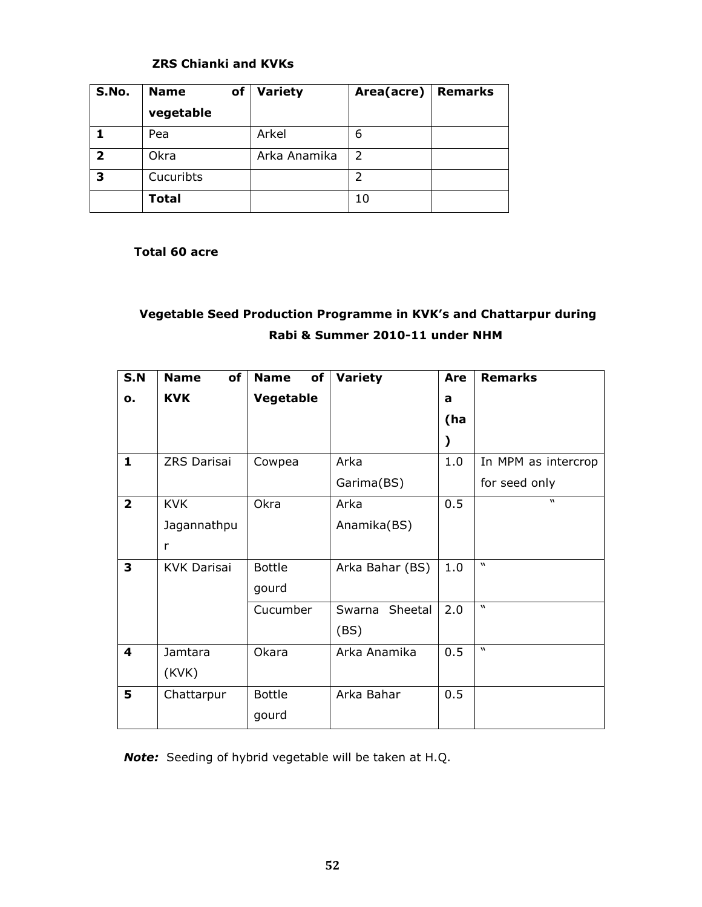**ZRS Chianki and KVKs**

| S.No. | Name of vegetable | Variety | Area(acre) | Remarks |
|---|---|---|---|---|
| **1** | Pea | Arkel | 6 | |
| **2** | Okra | Arka Anamika | 2 | |
| **3** | Cucuribts | | 2 | |
| | **Total** | | 10 | |

**Total 60 acre**

## Vegetable Seed Production Programme in KVK's and Chattarpur during Rabi & Summer 2010-11 under NHM

| S.No. | Name of KVK | Name of Vegetable | Variety | Area (ha) | Remarks |
|---|---|---|---|---|---|
| **1** | ZRS Darisai | Cowpea | Arka Garima(BS) | 1.0 | In MPM as intercrop for seed only |
| **2** | KVK Jagannathpur | Okra | Arka Anamika(BS) | 0.5 | " |
| **3** | KVK Darisai | Bottle gourd | Arka Bahar (BS) | 1.0 | " |
| | | Cucumber | Swarna Sheetal (BS) | 2.0 | " |
| **4** | Jamtara (KVK) | Okara | Arka Anamika | 0.5 | " |
| **5** | Chattarpur | Bottle gourd | Arka Bahar | 0.5 | |

***Note:*** Seeding of hybrid vegetable will be taken at H.Q.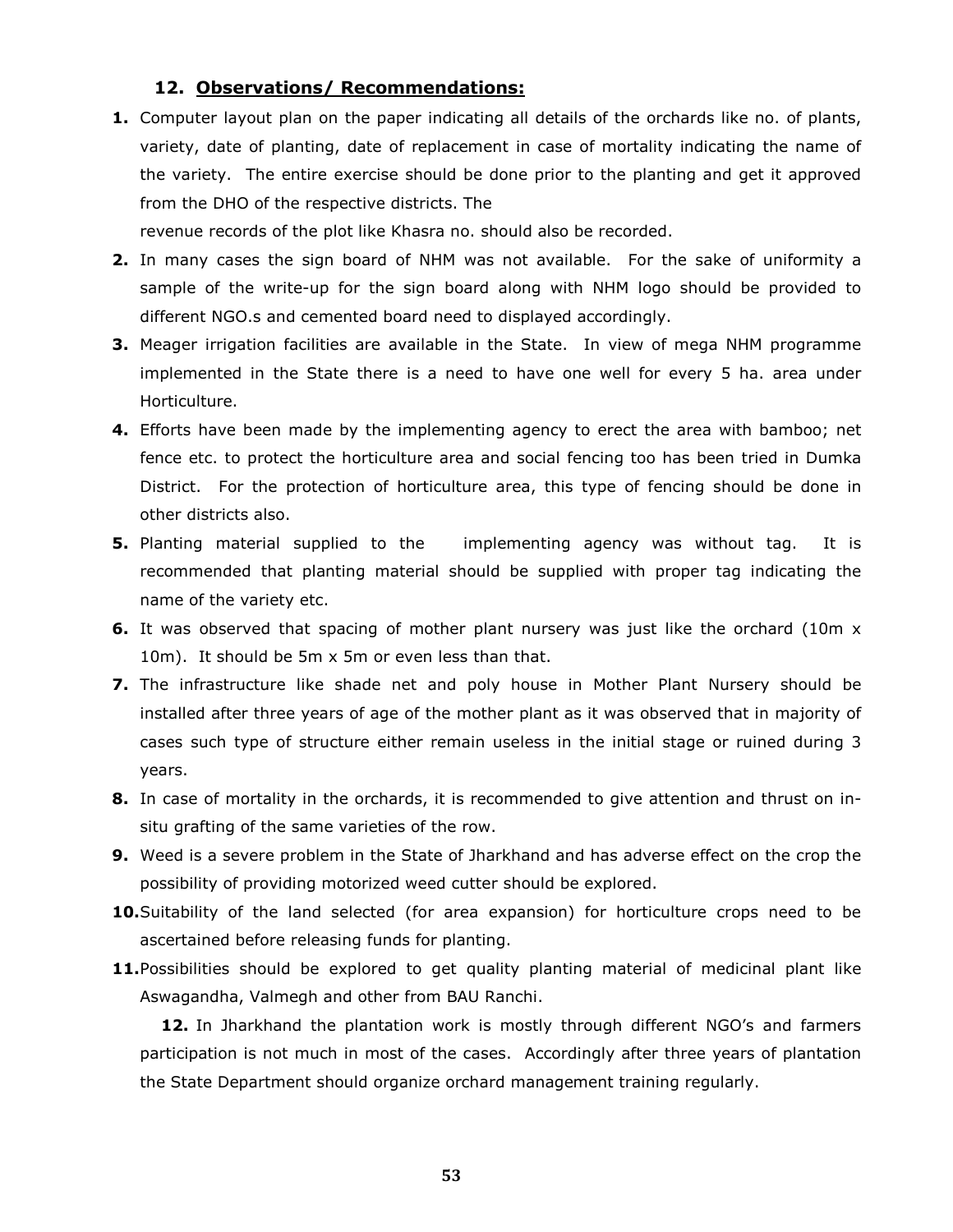## 12. Observations/ Recommendations:

1. Computer layout plan on the paper indicating all details of the orchards like no. of plants, variety, date of planting, date of replacement in case of mortality indicating the name of the variety. The entire exercise should be done prior to the planting and get it approved from the DHO of the respective districts. The revenue records of the plot like Khasra no. should also be recorded.
2. In many cases the sign board of NHM was not available. For the sake of uniformity a sample of the write-up for the sign board along with NHM logo should be provided to different NGO.s and cemented board need to displayed accordingly.
3. Meager irrigation facilities are available in the State. In view of mega NHM programme implemented in the State there is a need to have one well for every 5 ha. area under Horticulture.
4. Efforts have been made by the implementing agency to erect the area with bamboo; net fence etc. to protect the horticulture area and social fencing too has been tried in Dumka District. For the protection of horticulture area, this type of fencing should be done in other districts also.
5. Planting material supplied to the implementing agency was without tag. It is recommended that planting material should be supplied with proper tag indicating the name of the variety etc.
6. It was observed that spacing of mother plant nursery was just like the orchard (10m x 10m). It should be 5m x 5m or even less than that.
7. The infrastructure like shade net and poly house in Mother Plant Nursery should be installed after three years of age of the mother plant as it was observed that in majority of cases such type of structure either remain useless in the initial stage or ruined during 3 years.
8. In case of mortality in the orchards, it is recommended to give attention and thrust on in-situ grafting of the same varieties of the row.
9. Weed is a severe problem in the State of Jharkhand and has adverse effect on the crop the possibility of providing motorized weed cutter should be explored.
10. Suitability of the land selected (for area expansion) for horticulture crops need to be ascertained before releasing funds for planting.
11. Possibilities should be explored to get quality planting material of medicinal plant like Aswagandha, Valmegh and other from BAU Ranchi.
12. In Jharkhand the plantation work is mostly through different NGO's and farmers participation is not much in most of the cases. Accordingly after three years of plantation the State Department should organize orchard management training regularly.